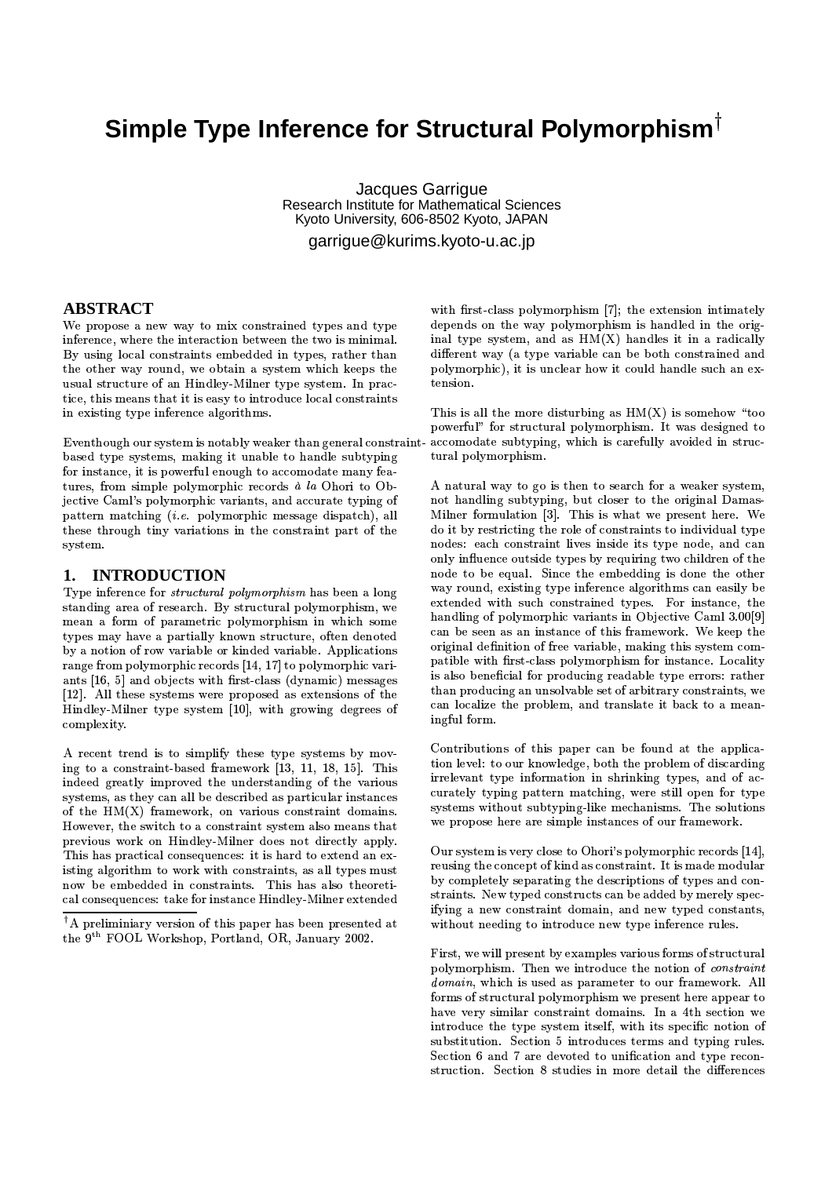# Simple Type Inference for Structural Polymorphism†

Jacques Garrigue
Research Institute for Mathematical Sciences
Kyoto University, 606-8502 Kyoto, JAPAN
garrigue@kurims.kyoto-u.ac.jp

## ABSTRACT

We propose a new way to mix constrained types and type inference, where the interaction between the two is minimal. By using local constraints embedded in types, rather than the other way round, we obtain a system which keeps the usual structure of an Hindley-Milner type system. In practice, this means that it is easy to introduce local constraints in existing type inference algorithms.

Eventhough our system is notably weaker than general constraint-based type systems, making it unable to handle subtyping for instance, it is powerful enough to accomodate many features, from simple polymorphic records *à la* Ohori to Objective Caml's polymorphic variants, and accurate typing of pattern matching (*i.e.* polymorphic message dispatch), all these through tiny variations in the constraint part of the system.

## 1. INTRODUCTION

Type inference for *structural polymorphism* has been a long standing area of research. By structural polymorphism, we mean a form of parametric polymorphism in which some types may have a partially known structure, often denoted by a notion of row variable or kinded variable. Applications range from polymorphic records [14, 17] to polymorphic variants [16, 5] and objects with first-class (dynamic) messages [12]. All these systems were proposed as extensions of the Hindley-Milner type system [10], with growing degrees of complexity.

A recent trend is to simplify these type systems by moving to a constraint-based framework [13, 11, 18, 15]. This indeed greatly improved the understanding of the various systems, as they can all be described as particular instances of the HM(X) framework, on various constraint domains. However, the switch to a constraint system also means that previous work on Hindley-Milner does not directly apply. This has practical consequences: it is hard to extend an existing algorithm to work with constraints, as all types must now be embedded in constraints. This has also theoretical consequences: take for instance Hindley-Milner extended with first-class polymorphism [7]; the extension intimately depends on the way polymorphism is handled in the original type system, and as HM(X) handles it in a radically different way (a type variable can be both constrained and polymorphic), it is unclear how it could handle such an extension.

This is all the more disturbing as HM(X) is somehow "too powerful" for structural polymorphism. It was designed to accomodate subtyping, which is carefully avoided in structural polymorphism.

A natural way to go is then to search for a weaker system, not handling subtyping, but closer to the original Damas-Milner formulation [3]. This is what we present here. We do it by restricting the role of constraints to individual type nodes: each constraint lives inside its type node, and can only influence outside types by requiring two children of the node to be equal. Since the embedding is done the other way round, existing type inference algorithms can easily be extended with such constrained types. For instance, the handling of polymorphic variants in Objective Caml 3.00[9] can be seen as an instance of this framework. We keep the original definition of free variable, making this system compatible with first-class polymorphism for instance. Locality is also beneficial for producing readable type errors: rather than producing an unsolvable set of arbitrary constraints, we can localize the problem, and translate it back to a meaningful form.

Contributions of this paper can be found at the application level: to our knowledge, both the problem of discarding irrelevant type information in shrinking types, and of accurately typing pattern matching, were still open for type systems without subtyping-like mechanisms. The solutions we propose here are simple instances of our framework.

Our system is very close to Ohori's polymorphic records [14], reusing the concept of kind as constraint. It is made modular by completely separating the descriptions of types and constraints. New typed constructs can be added by merely specifying a new constraint domain, and new typed constants, without needing to introduce new type inference rules.

First, we will present by examples various forms of structural polymorphism. Then we introduce the notion of *constraint domain*, which is used as parameter to our framework. All forms of structural polymorphism we present here appear to have very similar constraint domains. In a 4th section we introduce the type system itself, with its specific notion of substitution. Section 5 introduces terms and typing rules. Section 6 and 7 are devoted to unification and type reconstruction. Section 8 studies in more detail the differences

---

†A preliminiary version of this paper has been presented at the 9th FOOL Workshop, Portland, OR, January 2002.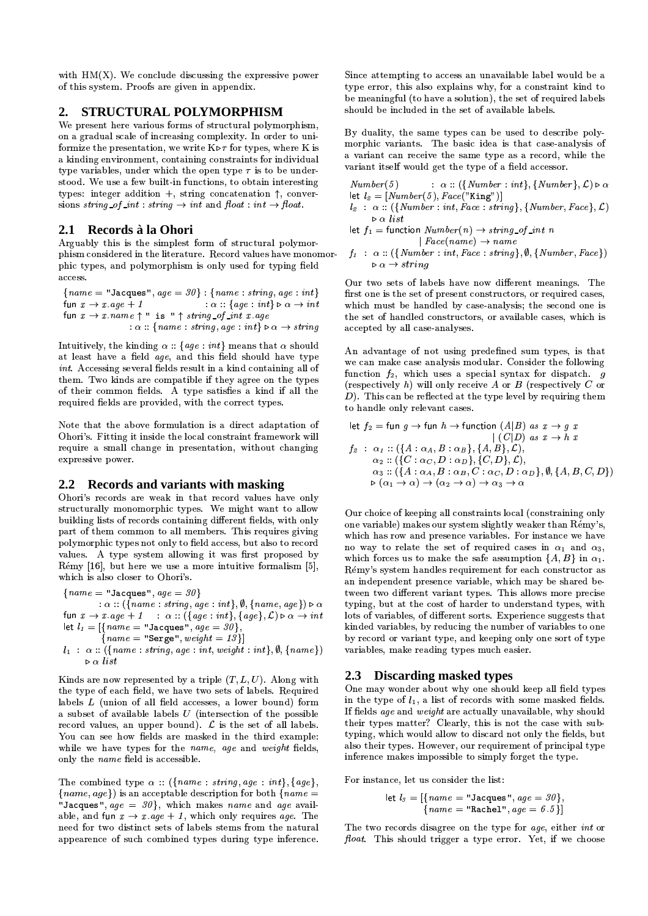with HM(X). We conclude discussing the expressive power of this system. Proofs are given in appendix.

## 2. STRUCTURAL POLYMORPHISM

We present here various forms of structural polymorphism, on a gradual scale of increasing complexity. In order to uniformize the presentation, we write $K \triangleright \tau$ for types, where K is a kinding environment, containing constraints for individual type variables, under which the open type $\tau$ is to be understood. We use a few built-in functions, to obtain interesting types: integer addition $+$, string concatenation $\uparrow$, conversions $string\_of\_int : string \rightarrow int$ and $float : int \rightarrow float$.

### 2.1 Records à la Ohori

Arguably this is the simplest form of structural polymorphism considered in the literature. Record values have monomorphic types, and polymorphism is only used for typing field access.

$$\{name = \texttt{"Jacques"}, age = 30\} : \{name : string, age : int\}$$
$$\mathsf{fun}\ x \rightarrow x.age + 1 \quad : \alpha :: \{age : int\} \triangleright \alpha \rightarrow int$$
$$\mathsf{fun}\ x \rightarrow x.name \uparrow \texttt{" is "} \uparrow string\_of\_int\ x.age$$
$$: \alpha :: \{name : string, age : int\} \triangleright \alpha \rightarrow string$$

Intuitively, the kinding $\alpha :: \{age : int\}$ means that $\alpha$ should at least have a field *age*, and this field should have type *int*. Accessing several fields result in a kind containing all of them. Two kinds are compatible if they agree on the types of their common fields. A type satisfies a kind if all the required fields are provided, with the correct types.

Note that the above formulation is a direct adaptation of Ohori's. Fitting it inside the local constraint framework will require a small change in presentation, without changing expressive power.

### 2.2 Records and variants with masking

Ohori's records are weak in that record values have only structurally monomorphic types. We might want to allow building lists of records containing different fields, with only part of them common to all members. This requires giving polymorphic types not only to field access, but also to record values. A type system allowing it was first proposed by Rémy [16], but here we use a more intuitive formalism [5], which is also closer to Ohori's.

$$\{name = \texttt{"Jacques"}, age = 30\}$$
$$: \alpha :: (\{name : string, age : int\}, \emptyset, \{name, age\}) \triangleright \alpha$$
$$\mathsf{fun}\ x \rightarrow x.age + 1 \quad : \alpha :: (\{age : int\}, \{age\}, \mathcal{L}) \triangleright \alpha \rightarrow int$$
$$\mathsf{let}\ l_1 = [\{name = \texttt{"Jacques"}, age = 30\},$$
$$\{name = \texttt{"Serge"}, weight = 13\}]$$
$$l_1 \ : \ \alpha :: (\{name : string, age : int, weight : int\}, \emptyset, \{name\}) \triangleright \alpha\ list$$

Kinds are now represented by a triple $(T, L, U)$. Along with the type of each field, we have two sets of labels. Required labels $L$ (union of all field accesses, a lower bound) form a subset of available labels $U$ (intersection of the possible record values, an upper bound). $\mathcal{L}$ is the set of all labels. You can see how fields are masked in the third example: while we have types for the *name, age* and *weight* fields, only the *name* field is accessible.

The combined type $\alpha :: (\{name : string, age : int\}, \{age\}, \{name, age\})$ is an acceptable description for both $\{name = \texttt{"Jacques"}, age = 30\}$, which makes *name* and *age* available, and $\mathsf{fun}\ x \rightarrow x.age + 1$, which only requires *age*. The need for two distinct sets of labels stems from the natural appearence of such combined types during type inference. Since attempting to access an unavailable label would be a type error, this also explains why, for a constraint kind to be meaningful (to have a solution), the set of required labels should be included in the set of available labels.

By duality, the same types can be used to describe polymorphic variants. The basic idea is that case-analysis of a variant can receive the same type as a record, while the variant itself would get the type of a field accessor.

$$Number(5) \quad : \alpha :: (\{Number : int\}, \{Number\}, \mathcal{L}) \triangleright \alpha$$
$$\mathsf{let}\ l_2 = [Number(5), Face(\texttt{"King"})]$$
$$l_2 \ : \ \alpha :: (\{Number : int, Face : string\}, \{Number, Face\}, \mathcal{L}) \triangleright \alpha\ list$$
$$\mathsf{let}\ f_1 = \mathsf{function}\ Number(n) \rightarrow string\_of\_int\ n$$
$$\mid Face(name) \rightarrow name$$
$$f_1 \ : \ \alpha :: (\{Number : int, Face : string\}, \emptyset, \{Number, Face\}) \triangleright \alpha \rightarrow string$$

Our two sets of labels have now different meanings. The first one is the set of present constructors, or required cases, which must be handled by case-analysis; the second one is the set of handled constructors, or available cases, which is accepted by all case-analyses.

An advantage of not using predefined sum types, is that we can make case analysis modular. Consider the following function $f_2$, which uses a special syntax for dispatch. $g$ (respectively $h$) will only receive $A$ or $B$ (respectively $C$ or $D$). This can be reflected at the type level by requiring them to handle only relevant cases.

$$\mathsf{let}\ f_2 = \mathsf{fun}\ g \rightarrow \mathsf{fun}\ h \rightarrow \mathsf{function}\ (A|B)\ as\ x \rightarrow g\ x$$
$$\mid (C|D)\ as\ x \rightarrow h\ x$$
$$f_2 \ : \ \alpha_1 :: (\{A : \alpha_A, B : \alpha_B\}, \{A, B\}, \mathcal{L}),$$
$$\alpha_2 :: (\{C : \alpha_C, D : \alpha_D\}, \{C, D\}, \mathcal{L}),$$
$$\alpha_3 :: (\{A : \alpha_A, B : \alpha_B, C : \alpha_C, D : \alpha_D\}, \emptyset, \{A, B, C, D\})$$
$$\triangleright (\alpha_1 \rightarrow \alpha) \rightarrow (\alpha_2 \rightarrow \alpha) \rightarrow \alpha_3 \rightarrow \alpha$$

Our choice of keeping all constraints local (constraining only one variable) makes our system slightly weaker than Rémy's, which has row and presence variables. For instance we have no way to relate the set of required cases in $\alpha_1$ and $\alpha_3$, which forces us to make the safe assumption $\{A, B\}$ in $\alpha_1$. Rémy's system handles requirement for each constructor as an independent presence variable, which may be shared between two different variant types. This allows more precise typing, but at the cost of harder to understand types, with lots of variables, of different sorts. Experience suggests that kinded variables, by reducing the number of variables to one by record or variant type, and keeping only one sort of type variables, make reading types much easier.

### 2.3 Discarding masked types

One may wonder about why one should keep all field types in the type of $l_1$, a list of records with some masked fields. If fields *age* and *weight* are actually unavailable, why should their types matter? Clearly, this is not the case with subtyping, which would allow to discard not only the fields, but also their types. However, our requirement of principal type inference makes impossible to simply forget the type.

For instance, let us consider the list:

$$\mathsf{let}\ l_3 = [\{name = \texttt{"Jacques"}, age = 30\},$$
$$\{name = \texttt{"Rachel"}, age = 6.5\}]$$

The two records disagree on the type for *age*, either *int* or *float*. This should trigger a type error. Yet, if we choose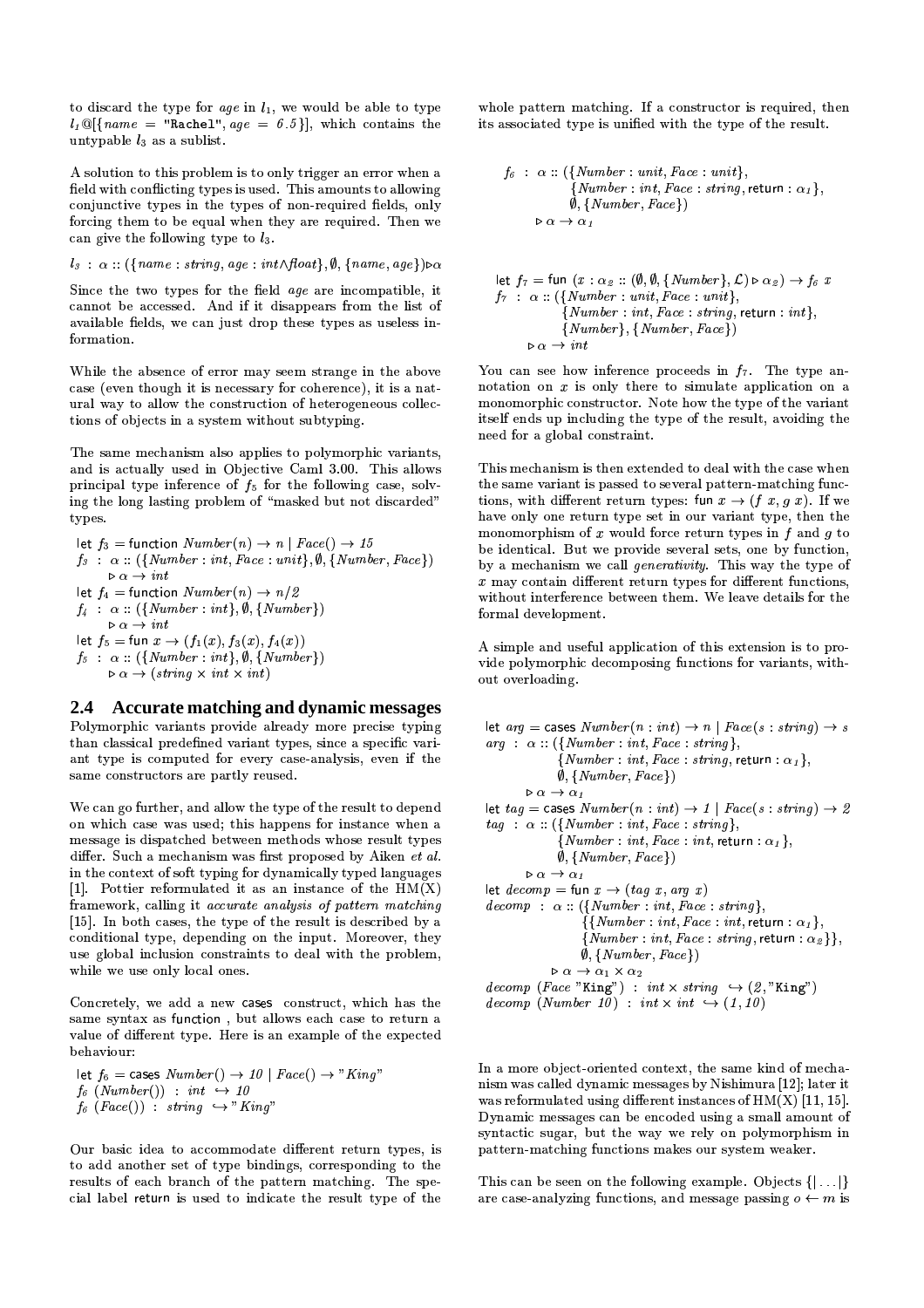to discard the type for *age* in $l_1$, we would be able to type $l_1$@[{*name* = "Rachel", *age* = *6.5*}], which contains the untypable $l_3$ as a sublist.

A solution to this problem is to only trigger an error when a field with conflicting types is used. This amounts to allowing conjunctive types in the types of non-required fields, only forcing them to be equal when they are required. Then we can give the following type to $l_3$.

$$l_3 \;:\; \alpha :: (\{name : string, age : int \wedge float\}, \emptyset, \{name, age\}) \triangleright \alpha$$

Since the two types for the field *age* are incompatible, it cannot be accessed. And if it disappears from the list of available fields, we can just drop these types as useless information.

While the absence of error may seem strange in the above case (even though it is necessary for coherence), it is a natural way to allow the construction of heterogeneous collections of objects in a system without subtyping.

The same mechanism also applies to polymorphic variants, and is actually used in Objective Caml 3.00. This allows principal type inference of $f_5$ for the following case, solving the long lasting problem of "masked but not discarded" types.

$$
\begin{array}{l}
\mathsf{let}\ f_3 = \mathsf{function}\ Number(n) \to n \mid Face() \to 15 \\
f_3 \;:\; \alpha :: (\{Number : int, Face : unit\}, \emptyset, \{Number, Face\}) \\
\qquad \triangleright\, \alpha \to int \\
\mathsf{let}\ f_4 = \mathsf{function}\ Number(n) \to n/2 \\
f_4 \;:\; \alpha :: (\{Number : int\}, \emptyset, \{Number\}) \\
\qquad \triangleright\, \alpha \to int \\
\mathsf{let}\ f_5 = \mathsf{fun}\ x \to (f_1(x), f_3(x), f_4(x)) \\
f_5 \;:\; \alpha :: (\{Number : int\}, \emptyset, \{Number\}) \\
\qquad \triangleright\, \alpha \to (string \times int \times int)
\end{array}
$$

## 2.4 Accurate matching and dynamic messages

Polymorphic variants provide already more precise typing than classical predefined variant types, since a specific variant type is computed for every case-analysis, even if the same constructors are partly reused.

We can go further, and allow the type of the result to depend on which case was used; this happens for instance when a message is dispatched between methods whose result types differ. Such a mechanism was first proposed by Aiken *et al.* in the context of soft typing for dynamically typed languages [1]. Pottier reformulated it as an instance of the HM(X) framework, calling it *accurate analysis of pattern matching* [15]. In both cases, the type of the result is described by a conditional type, depending on the input. Moreover, they use global inclusion constraints to deal with the problem, while we use only local ones.

Concretely, we add a new cases construct, which has the same syntax as function, but allows each case to return a value of different type. Here is an example of the expected behaviour:

$$
\begin{array}{l}
\mathsf{let}\ f_6 = \mathsf{cases}\ Number() \to 10 \mid Face() \to \text{"King"} \\
f_6\ (Number()) \;:\; int \;\hookrightarrow 10 \\
f_6\ (Face()) \;:\; string \;\hookrightarrow \text{"King"}
\end{array}
$$

Our basic idea to accommodate different return types, is to add another set of type bindings, corresponding to the results of each branch of the pattern matching. The special label return is used to indicate the result type of the whole pattern matching. If a constructor is required, then its associated type is unified with the type of the result.

$$
\begin{array}{l}
f_6 \;:\; \alpha :: (\{Number : unit, Face : unit\}, \\
\qquad\qquad \{Number : int, Face : string, \mathsf{return} : \alpha_1\}, \\
\qquad\qquad \emptyset, \{Number, Face\}) \\
\qquad \triangleright\, \alpha \to \alpha_1
\end{array}
$$

$$
\begin{array}{l}
\mathsf{let}\ f_7 = \mathsf{fun}\ (x : \alpha_2 :: (\emptyset, \emptyset, \{Number\}, \mathcal{L}) \triangleright \alpha_2) \to f_6\ x \\
f_7 \;:\; \alpha :: (\{Number : unit, Face : unit\}, \\
\qquad\qquad \{Number : int, Face : string, \mathsf{return} : int\}, \\
\qquad\qquad \{Number\}, \{Number, Face\}) \\
\qquad \triangleright\, \alpha \to int
\end{array}
$$

You can see how inference proceeds in $f_7$. The type annotation on $x$ is only there to simulate application on a monomorphic constructor. Note how the type of the variant itself ends up including the type of the result, avoiding the need for a global constraint.

This mechanism is then extended to deal with the case when the same variant is passed to several pattern-matching functions, with different return types: fun $x \to (f\ x, g\ x)$. If we have only one return type set in our variant type, then the monomorphism of $x$ would force return types in $f$ and $g$ to be identical. But we provide several sets, one by function, by a mechanism we call *generativity*. This way the type of $x$ may contain different return types for different functions, without interference between them. We leave details for the formal development.

A simple and useful application of this extension is to provide polymorphic decomposing functions for variants, without overloading.

$$
\begin{array}{l}
\mathsf{let}\ arg = \mathsf{cases}\ Number(n : int) \to n \mid Face(s : string) \to s \\
arg \;:\; \alpha :: (\{Number : int, Face : string\}, \\
\qquad\qquad \{Number : int, Face : string, \mathsf{return} : \alpha_1\}, \\
\qquad\qquad \emptyset, \{Number, Face\}) \\
\qquad \triangleright\, \alpha \to \alpha_1 \\
\mathsf{let}\ tag = \mathsf{cases}\ Number(n : int) \to 1 \mid Face(s : string) \to 2 \\
tag \;:\; \alpha :: (\{Number : int, Face : string\}, \\
\qquad\qquad \{Number : int, Face : int, \mathsf{return} : \alpha_1\}, \\
\qquad\qquad \emptyset, \{Number, Face\}) \\
\qquad \triangleright\, \alpha \to \alpha_1 \\
\mathsf{let}\ decomp = \mathsf{fun}\ x \to (tag\ x, arg\ x) \\
decomp \;:\; \alpha :: (\{Number : int, Face : string\}, \\
\qquad\qquad \{\{Number : int, Face : int, \mathsf{return} : \alpha_1\}, \\
\qquad\qquad \{Number : int, Face : string, \mathsf{return} : \alpha_2\}\}, \\
\qquad\qquad \emptyset, \{Number, Face\}) \\
\qquad \triangleright\, \alpha \to \alpha_1 \times \alpha_2 \\
decomp\ (Face\ \text{"King"}) \;:\; int \times string \;\hookrightarrow (2, \text{"King"}) \\
decomp\ (Number\ 10) \;:\; int \times int \;\hookrightarrow (1, 10)
\end{array}
$$

In a more object-oriented context, the same kind of mechanism was called dynamic messages by Nishimura [12]; later it was reformulated using different instances of HM(X) [11, 15]. Dynamic messages can be encoded using a small amount of syntactic sugar, but the way we rely on polymorphism in pattern-matching functions makes our system weaker.

This can be seen on the following example. Objects $\{|\ldots|\}$ are case-analyzing functions, and message passing $o \leftarrow m$ is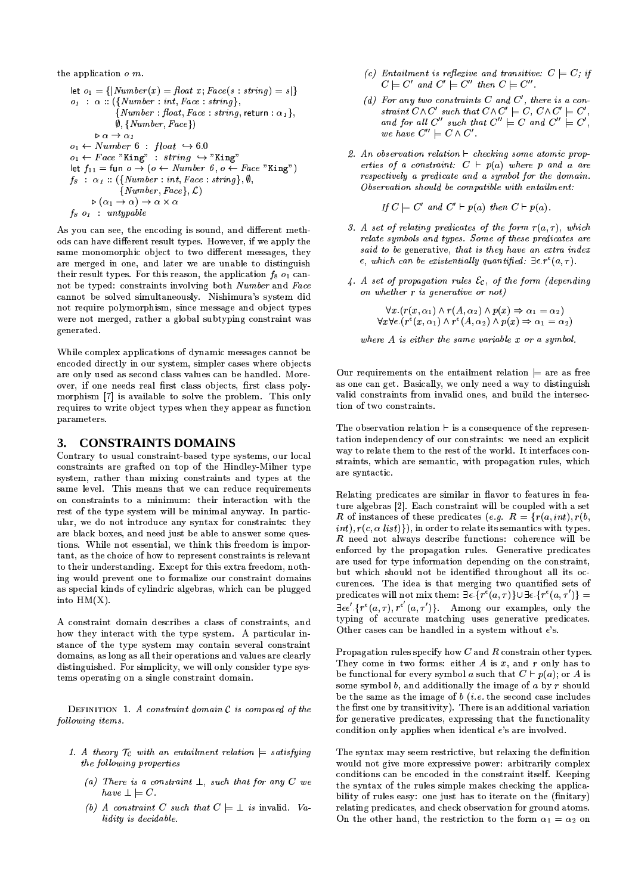the application $o\ m$.

$$
\begin{array}{l}
\mathsf{let}\ o_1 = \{|Number(x) = \mathit{float}\ x; Face(s : string) = s|\} \\
o_1\ :\ \alpha :: (\{Number : int, Face : string\}, \\
\qquad\qquad \{Number : \mathit{float}, Face : string, \mathsf{return} : \alpha_1\}, \\
\qquad\qquad \emptyset, \{Number, Face\}) \\
\qquad \triangleright \alpha \rightarrow \alpha_1 \\
o_1 \leftarrow Number\ 6\ :\ \mathit{float}\ \hookrightarrow 6.0 \\
o_1 \leftarrow Face\ \text{"King"}\ :\ string\ \hookrightarrow \text{"King"} \\
\mathsf{let}\ f_{11} = \mathsf{fun}\ o \rightarrow (o \leftarrow Number\ 6, o \leftarrow Face\ \text{"King"}) \\
f_8\ :\ \alpha_1 :: (\{Number : int, Face : string\}, \emptyset, \\
\qquad\qquad \{Number, Face\}, \mathcal{L}) \\
\qquad \triangleright (\alpha_1 \rightarrow \alpha) \rightarrow \alpha \times \alpha \\
f_8\ o_1\ :\ untypable
\end{array}
$$

As you can see, the encoding is sound, and different methods can have different result types. However, if we apply the same monomorphic object to two different messages, they are merged in one, and later we are unable to distinguish their result types. For this reason, the application $f_8\ o_1$ cannot be typed: constraints involving both *Number* and *Face* cannot be solved simultaneously. Nishimura's system did not require polymorphism, since message and object types were not merged, rather a global subtyping constraint was generated.

While complex applications of dynamic messages cannot be encoded directly in our system, simpler cases where objects are only used as second class values can be handled. Moreover, if one needs real first class objects, first class polymorphism [7] is available to solve the problem. This only requires to write object types when they appear as function parameters.

## 3. CONSTRAINTS DOMAINS

Contrary to usual constraint-based type systems, our local constraints are grafted on top of the Hindley-Milner type system, rather than mixing constraints and types at the same level. This means that we can reduce requirements on constraints to a minimum: their interaction with the rest of the type system will be minimal anyway. In particular, we do not introduce any syntax for constraints: they are black boxes, and need just be able to answer some questions. While not essential, we think this freedom is important, as the choice of how to represent constraints is relevant to their understanding. Except for this extra freedom, nothing would prevent one to formalize our constraint domains as special kinds of cylindric algebras, which can be plugged into HM(X).

A constraint domain describes a class of constraints, and how they interact with the type system. A particular instance of the type system may contain several constraint domains, as long as all their operations and values are clearly distinguished. For simplicity, we will only consider type systems operating on a single constraint domain.

Definition 1. *A constraint domain $\mathcal{C}$ is composed of the following items.*

1. *A theory $\mathcal{T}_\mathcal{C}$ with an entailment relation $\models$ satisfying the following properties*
   - (a) *There is a constraint $\bot$, such that for any $C$ we have $\bot \models C$.*
   - (b) *A constraint $C$ such that $C \models \bot$ is invalid. Validity is decidable.*
   - (c) *Entailment is reflexive and transitive: $C \models C$; if $C \models C'$ and $C' \models C''$ then $C \models C''$.*
   - (d) *For any two constraints $C$ and $C'$, there is a constraint $C \wedge C'$ such that $C \wedge C' \models C$, $C \wedge C' \models C'$, and for all $C''$ such that $C'' \models C$ and $C'' \models C'$, we have $C'' \models C \wedge C'$.*
2. *An observation relation $\vdash$ checking some atomic properties of a constraint: $C \vdash p(a)$ where $p$ and $a$ are respectively a predicate and a symbol for the domain. Observation should be compatible with entailment:*

$$\text{If } C \models C' \text{ and } C' \vdash p(a) \text{ then } C \vdash p(a).$$

3. *A set of relating predicates of the form $r(a, \tau)$, which relate symbols and types. Some of these predicates are said to be* generative*, that is they have an extra index $\epsilon$, which can be existentially quantified: $\exists \epsilon. r^\epsilon(a, \tau)$.*
4. *A set of propagation rules $\mathcal{E}_\mathcal{C}$, of the form (depending on whether $r$ is generative or not)*

$$\forall x.(r(x, \alpha_1) \wedge r(A, \alpha_2) \wedge p(x) \Rightarrow \alpha_1 = \alpha_2)$$
$$\forall x \forall \epsilon.(r^\epsilon(x, \alpha_1) \wedge r^\epsilon(A, \alpha_2) \wedge p(x) \Rightarrow \alpha_1 = \alpha_2)$$

*where $A$ is either the same variable $x$ or a symbol.*

Our requirements on the entailment relation $\models$ are as free as one can get. Basically, we only need a way to distinguish valid constraints from invalid ones, and build the intersection of two constraints.

The observation relation $\vdash$ is a consequence of the representation independency of our constraints: we need an explicit way to relate them to the rest of the world. It interfaces constraints, which are semantic, with propagation rules, which are syntactic.

Relating predicates are similar in flavor to features in feature algebras [2]. Each constraint will be coupled with a set $R$ of instances of these predicates (*e.g.* $R = \{r(a, int), r(b, int), r(c, \alpha\ list)\}$), in order to relate its semantics with types. $R$ need not always describe functions: coherence will be enforced by the propagation rules. Generative predicates are used for type information depending on the constraint, but which should not be identified throughout all its occurences. The idea is that merging two quantified sets of predicates will not mix them: $\exists \epsilon.\{r^\epsilon(a, \tau)\} \cup \exists \epsilon.\{r^\epsilon(a, \tau')\} = \exists \epsilon \epsilon'.\{r^\epsilon(a, \tau), r^{\epsilon'}(a, \tau')\}$. Among our examples, only the typing of accurate matching uses generative predicates. Other cases can be handled in a system without $\epsilon$'s.

Propagation rules specify how $C$ and $R$ constrain other types. They come in two forms: either $A$ is $x$, and $r$ only has to be functional for every symbol $a$ such that $C \vdash p(a)$; or $A$ is some symbol $b$, and additionally the image of $a$ by $r$ should be the same as the image of $b$ (*i.e.* the second case includes the first one by transitivity). There is an additional variation for generative predicates, expressing that the functionality condition only applies when identical $\epsilon$'s are involved.

The syntax may seem restrictive, but relaxing the definition would not give more expressive power: arbitrarily complex conditions can be encoded in the constraint itself. Keeping the syntax of the rules simple makes checking the applicability of rules easy: one just has to iterate on the (finitary) relating predicates, and check observation for ground atoms. On the other hand, the restriction to the form $\alpha_1 = \alpha_2$ on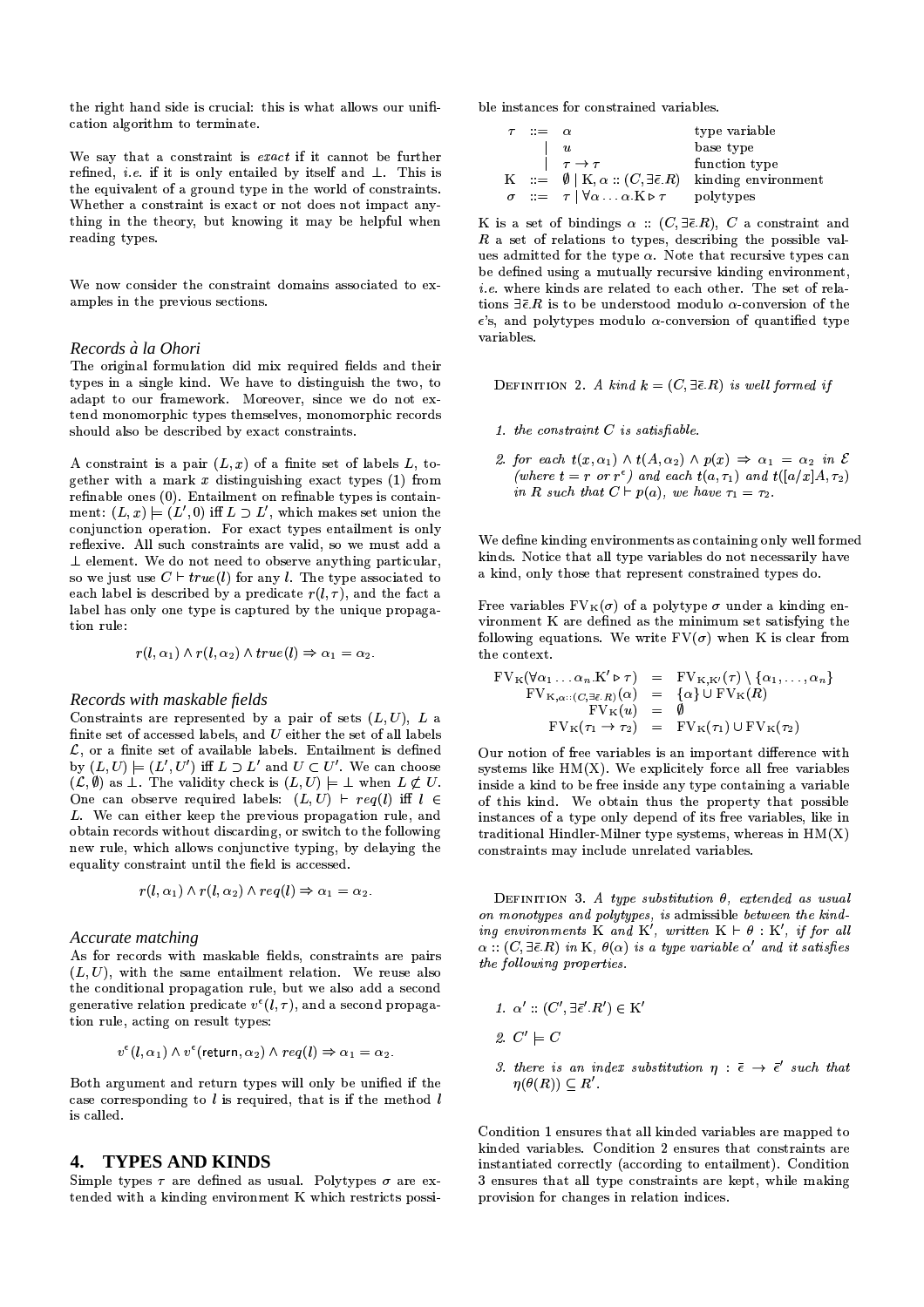the right hand side is crucial: this is what allows our unification algorithm to terminate.

We say that a constraint is *exact* if it cannot be further refined, *i.e.* if it is only entailed by itself and $\bot$. This is the equivalent of a ground type in the world of constraints. Whether a constraint is exact or not does not impact anything in the theory, but knowing it may be helpful when reading types.

We now consider the constraint domains associated to examples in the previous sections.

### Records à la Ohori

The original formulation did mix required fields and their types in a single kind. We have to distinguish the two, to adapt to our framework. Moreover, since we do not extend monomorphic types themselves, monomorphic records should also be described by exact constraints.

A constraint is a pair $(L, x)$ of a finite set of labels $L$, together with a mark $x$ distinguishing exact types (1) from refinable ones (0). Entailment on refinable types is containment: $(L, x) \models (L', 0)$ iff $L \supset L'$, which makes set union the conjunction operation. For exact types entailment is only reflexive. All such constraints are valid, so we must add a $\bot$ element. We do not need to observe anything particular, so we just use $C \vdash true(l)$ for any $l$. The type associated to each label is described by a predicate $r(l, \tau)$, and the fact a label has only one type is captured by the unique propagation rule:

$$r(l, \alpha_1) \wedge r(l, \alpha_2) \wedge true(l) \Rightarrow \alpha_1 = \alpha_2.$$

### Records with maskable fields

Constraints are represented by a pair of sets $(L, U)$, $L$ a finite set of accessed labels, and $U$ either the set of all labels $\mathcal{L}$, or a finite set of available labels. Entailment is defined by $(L, U) \models (L', U')$ iff $L \supset L'$ and $U \subset U'$. We can choose $(\mathcal{L}, \emptyset)$ as $\bot$. The validity check is $(L, U) \models \bot$ when $L \not\subset U$. One can observe required labels: $(L, U) \vdash req(l)$ iff $l \in L$. We can either keep the previous propagation rule, and obtain records without discarding, or switch to the following new rule, which allows conjunctive typing, by delaying the equality constraint until the field is accessed.

$$r(l, \alpha_1) \wedge r(l, \alpha_2) \wedge req(l) \Rightarrow \alpha_1 = \alpha_2.$$

### Accurate matching

As for records with maskable fields, constraints are pairs $(L, U)$, with the same entailment relation. We reuse also the conditional propagation rule, but we also add a second generative relation predicate $v^{\epsilon}(l, \tau)$, and a second propagation rule, acting on result types:

$$v^{\epsilon}(l, \alpha_1) \wedge v^{\epsilon}(\mathsf{return}, \alpha_2) \wedge req(l) \Rightarrow \alpha_1 = \alpha_2.$$

Both argument and return types will only be unified if the case corresponding to $l$ is required, that is if the method $l$ is called.

## 4. TYPES AND KINDS

Simple types $\tau$ are defined as usual. Polytypes $\sigma$ are extended with a kinding environment K which restricts possible instances for constrained variables.

$$
\begin{array}{llll}
\tau & ::= & \alpha & \text{type variable} \\
 & | & u & \text{base type} \\
 & | & \tau \rightarrow \tau & \text{function type} \\
\mathrm{K} & ::= & \emptyset \mid \mathrm{K}, \alpha :: (C, \exists \bar{\epsilon}.R) & \text{kinding environment} \\
\sigma & ::= & \tau \mid \forall \alpha \ldots \alpha.\mathrm{K} \triangleright \tau & \text{polytypes}
\end{array}
$$

K is a set of bindings $\alpha :: (C, \exists\bar{\epsilon}.R)$, $C$ a constraint and $R$ a set of relations to types, describing the possible values admitted for the type $\alpha$. Note that recursive types can be defined using a mutually recursive kinding environment, *i.e.* where kinds are related to each other. The set of relations $\exists\bar{\epsilon}.R$ is to be understood modulo $\alpha$-conversion of the $\epsilon$'s, and polytypes modulo $\alpha$-conversion of quantified type variables.

Definition 2. *A kind $k = (C, \exists\bar{\epsilon}.R)$ is well formed if*

1. *the constraint $C$ is satisfiable.*
2. *for each $t(x, \alpha_1) \wedge t(A, \alpha_2) \wedge p(x) \Rightarrow \alpha_1 = \alpha_2$ in $\mathcal{E}$ (where $t = r$ or $r^{\epsilon}$) and each $t(a, \tau_1)$ and $t([a/x]A, \tau_2)$ in $R$ such that $C \vdash p(a)$, we have $\tau_1 = \tau_2$.*

We define kinding environments as containing only well formed kinds. Notice that all type variables do not necessarily have a kind, only those that represent constrained types do.

Free variables $\mathrm{FV}_{\mathrm{K}}(\sigma)$ of a polytype $\sigma$ under a kinding environment K are defined as the minimum set satisfying the following equations. We write $\mathrm{FV}(\sigma)$ when K is clear from the context.

$$
\begin{array}{rcl}
\mathrm{FV}_{\mathrm{K}}(\forall \alpha_1 \ldots \alpha_n.\mathrm{K}' \triangleright \tau) & = & \mathrm{FV}_{\mathrm{K},\mathrm{K}'}(\tau) \setminus \{\alpha_1, \ldots, \alpha_n\} \\
\mathrm{FV}_{\mathrm{K}, \alpha :: (C, \exists\bar{\epsilon}.R)}(\alpha) & = & \{\alpha\} \cup \mathrm{FV}_{\mathrm{K}}(R) \\
\mathrm{FV}_{\mathrm{K}}(u) & = & \emptyset \\
\mathrm{FV}_{\mathrm{K}}(\tau_1 \rightarrow \tau_2) & = & \mathrm{FV}_{\mathrm{K}}(\tau_1) \cup \mathrm{FV}_{\mathrm{K}}(\tau_2)
\end{array}
$$

Our notion of free variables is an important difference with systems like HM(X). We explicitely force all free variables inside a kind to be free inside any type containing a variable of this kind. We obtain thus the property that possible instances of a type only depend of its free variables, like in traditional Hindler-Milner type systems, whereas in HM(X) constraints may include unrelated variables.

Definition 3. *A type substitution $\theta$, extended as usual on monotypes and polytypes, is* admissible *between the kinding environments* K *and* K′*, written* $\mathrm{K} \vdash \theta : \mathrm{K}'$*, if for all $\alpha :: (C, \exists\bar{\epsilon}.R)$ in* K*, $\theta(\alpha)$ is a type variable $\alpha'$ and it satisfies the following properties.*

1. *$\alpha' :: (C', \exists\bar{\epsilon}'.R') \in \mathrm{K}'$*
2. *$C' \models C$*
3. *there is an index substitution $\eta : \bar{\epsilon} \rightarrow \bar{\epsilon}'$ such that $\eta(\theta(R)) \subseteq R'$.*

Condition 1 ensures that all kinded variables are mapped to kinded variables. Condition 2 ensures that constraints are instantiated correctly (according to entailment). Condition 3 ensures that all type constraints are kept, while making provision for changes in relation indices.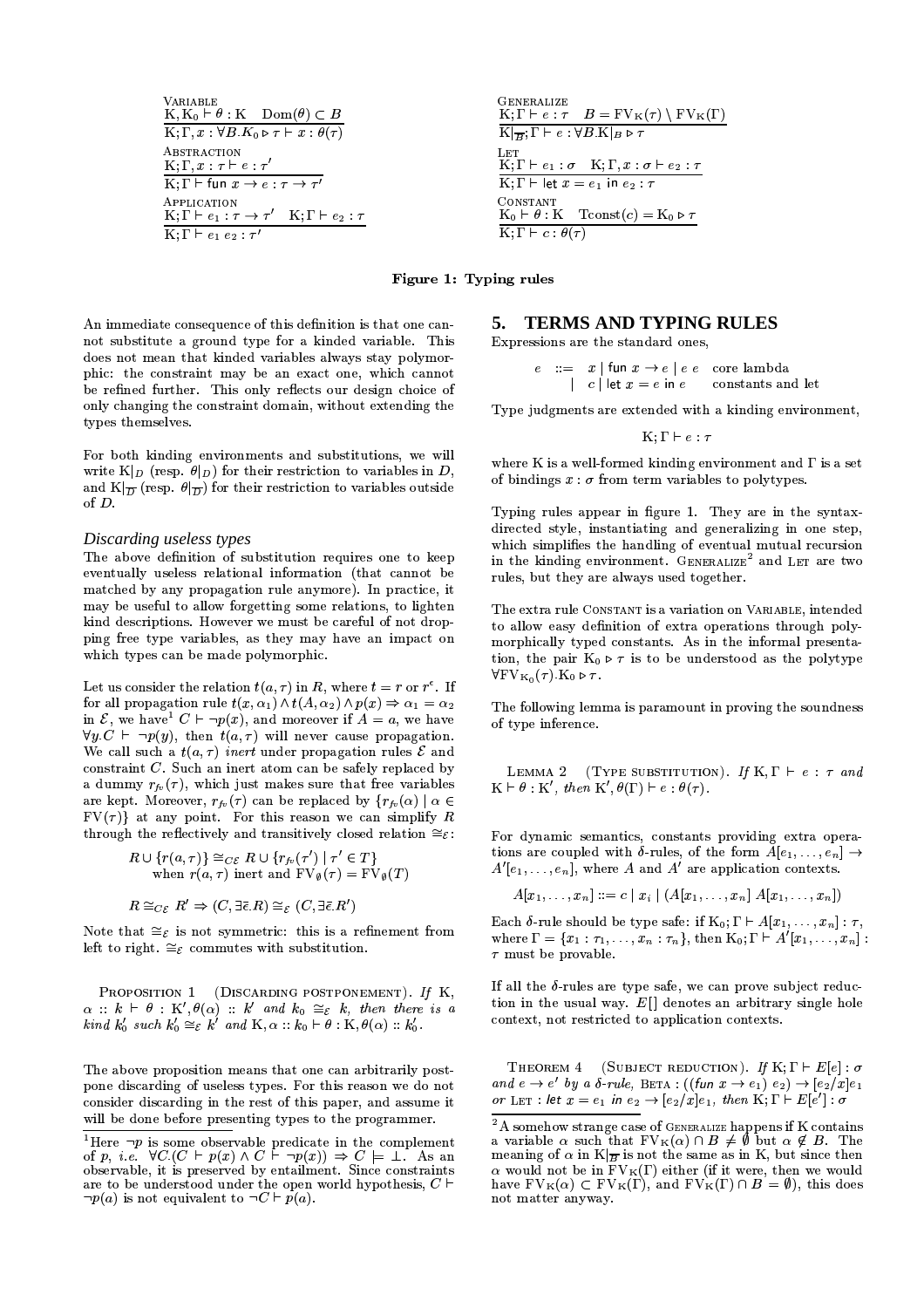$$\frac{\text{K}, \text{K}_0 \vdash \theta : \text{K} \quad \text{Dom}(\theta) \subset B}{\text{K}; \Gamma, x : \forall B.\text{K}_0 \triangleright \tau \vdash x : \theta(\tau)} \text{ (Variable)}$$

$$\frac{\text{K}; \Gamma, x : \tau \vdash e : \tau'}{\text{K}; \Gamma \vdash \mathsf{fun}\ x \to e : \tau \to \tau'} \text{ (Abstraction)}$$

$$\frac{\text{K}; \Gamma \vdash e_1 : \tau \to \tau' \quad \text{K}; \Gamma \vdash e_2 : \tau}{\text{K}; \Gamma \vdash e_1\ e_2 : \tau'} \text{ (Application)}$$

$$\frac{\text{K}; \Gamma \vdash e : \tau \quad B = \text{FV}_\text{K}(\tau) \setminus \text{FV}_\text{K}(\Gamma)}{\text{K}|_{\overline{B}}; \Gamma \vdash e : \forall B.\text{K}|_B \triangleright \tau} \text{ (Generalize)}$$

$$\frac{\text{K}; \Gamma \vdash e_1 : \sigma \quad \text{K}; \Gamma, x : \sigma \vdash e_2 : \tau}{\text{K}; \Gamma \vdash \mathsf{let}\ x = e_1\ \mathsf{in}\ e_2 : \tau} \text{ (Let)}$$

$$\frac{\text{K}_0 \vdash \theta : \text{K} \quad \text{Tconst}(c) = \text{K}_0 \triangleright \tau}{\text{K}; \Gamma \vdash c : \theta(\tau)} \text{ (Constant)}$$

**Figure 1: Typing rules**

An immediate consequence of this definition is that one cannot substitute a ground type for a kinded variable. This does not mean that kinded variables always stay polymorphic: the constraint may be an exact one, which cannot be refined further. This only reflects our design choice of only changing the constraint domain, without extending the types themselves.

For both kinding environments and substitutions, we will write $\text{K}|_D$ (resp. $\theta|_D$) for their restriction to variables in $D$, and $\text{K}|_{\overline{D}}$ (resp. $\theta|_{\overline{D}}$) for their restriction to variables outside of $D$.

### Discarding useless types

The above definition of substitution requires one to keep eventually useless relational information (that cannot be matched by any propagation rule anymore). In practice, it may be useful to allow forgetting some relations, to lighten kind descriptions. However we must be careful of not dropping free type variables, as they may have an impact on which types can be made polymorphic.

Let us consider the relation $t(a,\tau)$ in $R$, where $t = r$ or $r^\epsilon$. If for all propagation rule $t(x,\alpha_1) \wedge t(A,\alpha_2) \wedge p(x) \Rightarrow \alpha_1 = \alpha_2$ in $\mathcal{E}$, we have[1] $C \vdash \neg p(x)$, and moreover if $A = a$, we have $\forall y.C \vdash \neg p(y)$, then $t(a,\tau)$ will never cause propagation. We call such a $t(a,\tau)$ *inert* under propagation rules $\mathcal{E}$ and constraint $C$. Such an inert atom can be safely replaced by a dummy $r_{fv}(\tau)$, which just makes sure that free variables are kept. Moreover, $r_{fv}(\tau)$ can be replaced by $\{r_{fv}(\alpha) \mid \alpha \in \text{FV}(\tau)\}$ at any point. For this reason we can simplify $R$ through the reflectively and transitively closed relation $\cong_\mathcal{E}$:

$$R \cup \{r(a,\tau)\} \cong_{C\mathcal{E}} R \cup \{r_{fv}(\tau') \mid \tau' \in T\}$$
$$\text{when } r(a,\tau) \text{ inert and } \text{FV}_\emptyset(\tau) = \text{FV}_\emptyset(T)$$

$$R \cong_{C\mathcal{E}} R' \Rightarrow (C, \exists\bar{\epsilon}.R) \cong_\mathcal{E} (C, \exists\bar{\epsilon}.R')$$

Note that $\cong_\mathcal{E}$ is not symmetric: this is a refinement from left to right. $\cong_\mathcal{E}$ commutes with substitution.

Proposition 1 (Discarding postponement). *If* $\text{K}, \alpha :: k \vdash \theta : \text{K}', \theta(\alpha) :: k'$ *and* $k_0 \cong_\mathcal{E} k$*, then there is a kind* $k'_0$ *such* $k'_0 \cong_\mathcal{E} k'$ *and* $\text{K}, \alpha :: k_0 \vdash \theta : \text{K}, \theta(\alpha) :: k'_0$.

The above proposition means that one can arbitrarily postpone discarding of useless types. For this reason we do not consider discarding in the rest of this paper, and assume it will be done before presenting types to the programmer.

[1] Here $\neg p$ is some observable predicate in the complement of $p$, *i.e.* $\forall C.(C \vdash p(x) \wedge C \vdash \neg p(x)) \Rightarrow C \models \bot$. As an observable, it is preserved by entailment. Since constraints are to be understood under the open world hypothesis, $C \vdash \neg p(a)$ is not equivalent to $\neg C \vdash p(a)$.

## 5. TERMS AND TYPING RULES

Expressions are the standard ones,

$$\begin{array}{llll} e & ::= & x \mid \mathsf{fun}\ x \to e \mid e\ e & \text{core lambda} \\ & \mid & c \mid \mathsf{let}\ x = e\ \mathsf{in}\ e & \text{constants and let} \end{array}$$

Type judgments are extended with a kinding environment,

$$\text{K}; \Gamma \vdash e : \tau$$

where K is a well-formed kinding environment and $\Gamma$ is a set of bindings $x : \sigma$ from term variables to polytypes.

Typing rules appear in figure 1. They are in the syntax-directed style, instantiating and generalizing in one step, which simplifies the handling of eventual mutual recursion in the kinding environment. Generalize[2] and Let are two rules, but they are always used together.

The extra rule Constant is a variation on Variable, intended to allow easy definition of extra operations through polymorphically typed constants. As in the informal presentation, the pair $\text{K}_0 \triangleright \tau$ is to be understood as the polytype $\forall \text{FV}_{\text{K}_0}(\tau).\text{K}_0 \triangleright \tau$.

The following lemma is paramount in proving the soundness of type inference.

Lemma 2 (Type substitution). *If* $\text{K}, \Gamma \vdash e : \tau$ *and* $\text{K} \vdash \theta : \text{K}'$*, then* $\text{K}', \theta(\Gamma) \vdash e : \theta(\tau)$.

For dynamic semantics, constants providing extra operations are coupled with $\delta$-rules, of the form $A[e_1,\ldots,e_n] \to A'[e_1,\ldots,e_n]$, where $A$ and $A'$ are application contexts.

$$A[x_1,\ldots,x_n] ::= c \mid x_i \mid (A[x_1,\ldots,x_n]\ A[x_1,\ldots,x_n])$$

Each $\delta$-rule should be type safe: if $\text{K}_0; \Gamma \vdash A[x_1,\ldots,x_n] : \tau$, where $\Gamma = \{x_1 : \tau_1, \ldots, x_n : \tau_n\}$, then $\text{K}_0; \Gamma \vdash A'[x_1,\ldots,x_n] : \tau$ must be provable.

If all the $\delta$-rules are type safe, we can prove subject reduction in the usual way. $E[]$ denotes an arbitrary single hole context, not restricted to application contexts.

Theorem 4 (Subject reduction). *If* $\text{K}; \Gamma \vdash E[e] : \sigma$ *and* $e \to e'$ *by a* $\delta$*-rule,* Beta : $((\mathsf{fun}\ x \to e_1)\ e_2) \to [e_2/x]e_1$ *or* Let : $\mathsf{let}\ x = e_1\ \mathsf{in}\ e_2 \to [e_2/x]e_1$*, then* $\text{K}; \Gamma \vdash E[e'] : \sigma$

[2] A somehow strange case of Generalize happens if K contains a variable $\alpha$ such that $\text{FV}_\text{K}(\alpha) \cap B \neq \emptyset$ but $\alpha \notin B$. The meaning of $\alpha$ in $\text{K}|_{\overline{B}}$ is not the same as in K, but since then $\alpha$ would not be in $\text{FV}_\text{K}(\Gamma)$ either (if it were, then we would have $\text{FV}_\text{K}(\alpha) \subset \text{FV}_\text{K}(\Gamma)$, and $\text{FV}_\text{K}(\Gamma) \cap B = \emptyset$), this does not matter anyway.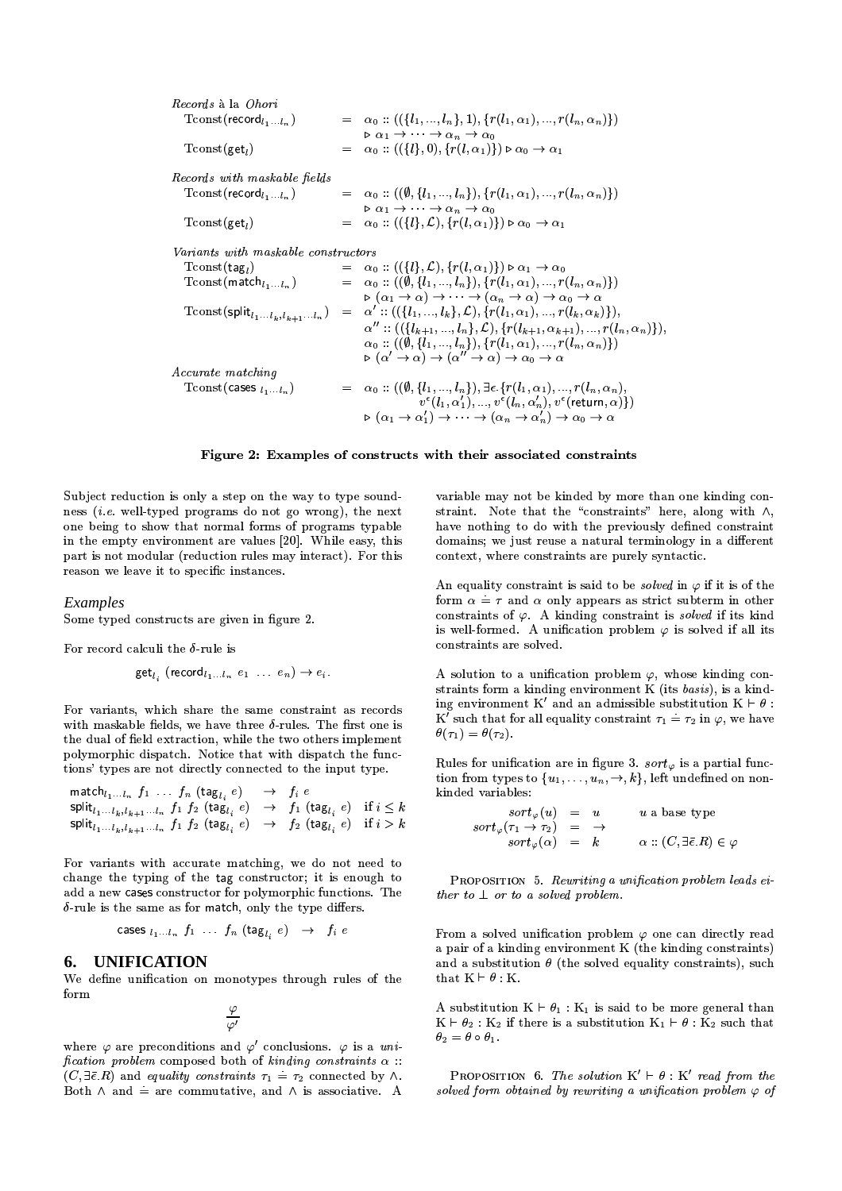*Records à la Ohori*

$$\mathrm{Tconst}(\mathsf{record}_{l_1 \dots l_n}) = \alpha_0 :: ((\{l_1, ..., l_n\}, 1), \{r(l_1, \alpha_1), ..., r(l_n, \alpha_n)\}) \triangleright \alpha_1 \to \cdots \to \alpha_n \to \alpha_0$$

$$\mathrm{Tconst}(\mathsf{get}_l) = \alpha_0 :: ((\{l\}, 0), \{r(l, \alpha_1)\}) \triangleright \alpha_0 \to \alpha_1$$

*Records with maskable fields*

$$\mathrm{Tconst}(\mathsf{record}_{l_1 \dots l_n}) = \alpha_0 :: ((\emptyset, \{l_1, ..., l_n\}), \{r(l_1, \alpha_1), ..., r(l_n, \alpha_n)\}) \triangleright \alpha_1 \to \cdots \to \alpha_n \to \alpha_0$$

$$\mathrm{Tconst}(\mathsf{get}_l) = \alpha_0 :: ((\{l\}, \mathcal{L}), \{r(l, \alpha_1)\}) \triangleright \alpha_0 \to \alpha_1$$

*Variants with maskable constructors*

$$\mathrm{Tconst}(\mathsf{tag}_l) = \alpha_0 :: ((\{l\}, \mathcal{L}), \{r(l, \alpha_1)\}) \triangleright \alpha_1 \to \alpha_0$$

$$\mathrm{Tconst}(\mathsf{match}_{l_1 \dots l_n}) = \alpha_0 :: ((\emptyset, \{l_1, ..., l_n\}), \{r(l_1, \alpha_1), ..., r(l_n, \alpha_n)\}) \triangleright (\alpha_1 \to \alpha) \to \cdots \to (\alpha_n \to \alpha) \to \alpha_0 \to \alpha$$

$$\begin{aligned}\mathrm{Tconst}(\mathsf{split}_{l_1 \dots l_k, l_{k+1} \dots l_n}) = {} & \alpha' :: ((\{l_1, ..., l_k\}, \mathcal{L}), \{r(l_1, \alpha_1), ..., r(l_k, \alpha_k)\}), \\ & \alpha'' :: ((\{l_{k+1}, ..., l_n\}, \mathcal{L}), \{r(l_{k+1}, \alpha_{k+1}), ..., r(l_n, \alpha_n)\}), \\ & \alpha_0 :: ((\emptyset, \{l_1, ..., l_n\}), \{r(l_1, \alpha_1), ..., r(l_n, \alpha_n)\}) \\ & \triangleright (\alpha' \to \alpha) \to (\alpha'' \to \alpha) \to \alpha_0 \to \alpha\end{aligned}$$

*Accurate matching*

$$\begin{aligned}\mathrm{Tconst}(\mathsf{cases}\ {}_{l_1 \dots l_n}) = {} & \alpha_0 :: ((\emptyset, \{l_1, ..., l_n\}), \exists \epsilon. \{r(l_1, \alpha_1), ..., r(l_n, \alpha_n), \\ & v^\epsilon(l_1, \alpha'_1), ..., v^\epsilon(l_n, \alpha'_n), v^\epsilon(\mathsf{return}, \alpha)\}) \\ & \triangleright (\alpha_1 \to \alpha'_1) \to \cdots \to (\alpha_n \to \alpha'_n) \to \alpha_0 \to \alpha\end{aligned}$$

**Figure 2: Examples of constructs with their associated constraints**

Subject reduction is only a step on the way to type soundness (*i.e.* well-typed programs do not go wrong), the next one being to show that normal forms of programs typable in the empty environment are values [20]. While easy, this part is not modular (reduction rules may interact). For this reason we leave it to specific instances.

### Examples

Some typed constructs are given in figure 2.

For record calculi the $\delta$-rule is

$$\mathsf{get}_{l_i}\ (\mathsf{record}_{l_1 \dots l_n}\ e_1\ \dots\ e_n) \to e_i.$$

For variants, which share the same constraint as records with maskable fields, we have three $\delta$-rules. The first one is the dual of field extraction, while the two others implement polymorphic dispatch. Notice that with dispatch the functions' types are not directly connected to the input type.

$$\begin{array}{lcll}\mathsf{match}_{l_1 \dots l_n}\ f_1\ \dots\ f_n\ (\mathsf{tag}_{l_i}\ e) & \to & f_i\ e & \\ \mathsf{split}_{l_1 \dots l_k, l_{k+1} \dots l_n}\ f_1\ f_2\ (\mathsf{tag}_{l_i}\ e) & \to & f_1\ (\mathsf{tag}_{l_i}\ e) & \text{if } i \le k \\ \mathsf{split}_{l_1 \dots l_k, l_{k+1} \dots l_n}\ f_1\ f_2\ (\mathsf{tag}_{l_i}\ e) & \to & f_2\ (\mathsf{tag}_{l_i}\ e) & \text{if } i > k\end{array}$$

For variants with accurate matching, we do not need to change the typing of the tag constructor; it is enough to add a new cases constructor for polymorphic functions. The $\delta$-rule is the same as for match, only the type differs.

$$\mathsf{cases}\ {}_{l_1 \dots l_n}\ f_1\ \dots\ f_n\ (\mathsf{tag}_{l_i}\ e) \quad \to \quad f_i\ e$$

## 6. UNIFICATION

We define unification on monotypes through rules of the form

$$\frac{\varphi}{\varphi'}$$

where $\varphi$ are preconditions and $\varphi'$ conclusions. $\varphi$ is a *unification problem* composed both of *kinding constraints* $\alpha :: (C, \exists \bar{\epsilon}.R)$ and *equality constraints* $\tau_1 \doteq \tau_2$ connected by $\wedge$. Both $\wedge$ and $\doteq$ are commutative, and $\wedge$ is associative. A variable may not be kinded by more than one kinding constraint. Note that the "constraints" here, along with $\wedge$, have nothing to do with the previously defined constraint domains; we just reuse a natural terminology in a different context, where constraints are purely syntactic.

An equality constraint is said to be *solved* in $\varphi$ if it is of the form $\alpha \doteq \tau$ and $\alpha$ only appears as strict subterm in other constraints of $\varphi$. A kinding constraint is *solved* if its kind is well-formed. A unification problem $\varphi$ is solved if all its constraints are solved.

A solution to a unification problem $\varphi$, whose kinding constraints form a kinding environment K (its *basis*), is a kinding environment K′ and an admissible substitution $\mathrm{K} \vdash \theta : \mathrm{K}'$ such that for all equality constraint $\tau_1 \doteq \tau_2$ in $\varphi$, we have $\theta(\tau_1) = \theta(\tau_2)$.

Rules for unification are in figure 3. $sort_\varphi$ is a partial function from types to $\{u_1, \dots, u_n, \to, k\}$, left undefined on non-kinded variables:

$$\begin{array}{rcll} sort_\varphi(u) & = & u & u \text{ a base type} \\ sort_\varphi(\tau_1 \to \tau_2) & = & \to & \\ sort_\varphi(\alpha) & = & k & \alpha :: (C, \exists \bar{\epsilon}.R) \in \varphi \end{array}$$

Proposition 5. *Rewriting a unification problem leads either to $\perp$ or to a solved problem.*

From a solved unification problem $\varphi$ one can directly read a pair of a kinding environment K (the kinding constraints) and a substitution $\theta$ (the solved equality constraints), such that $\mathrm{K} \vdash \theta : \mathrm{K}$.

A substitution $\mathrm{K} \vdash \theta_1 : \mathrm{K}_1$ is said to be more general than $\mathrm{K} \vdash \theta_2 : \mathrm{K}_2$ if there is a substitution $\mathrm{K}_1 \vdash \theta : \mathrm{K}_2$ such that $\theta_2 = \theta \circ \theta_1$.

Proposition 6. *The solution $\mathrm{K}' \vdash \theta : \mathrm{K}'$ read from the solved form obtained by rewriting a unification problem $\varphi$ of*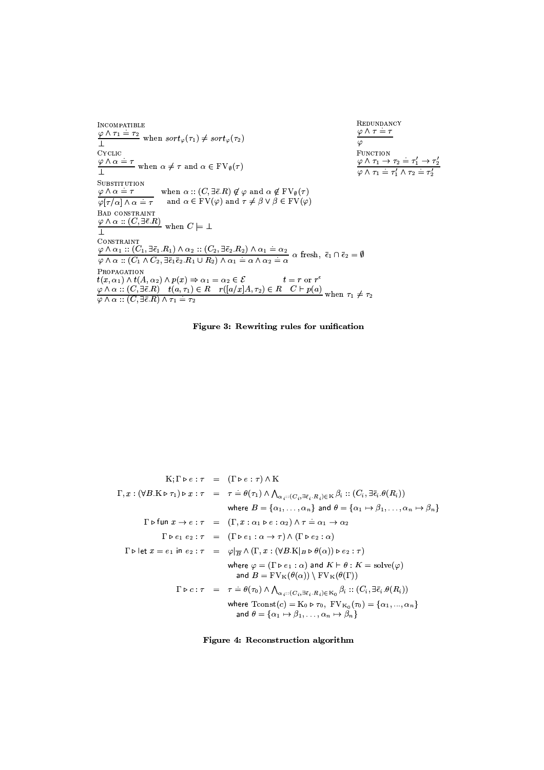**Incompatible**

$$\frac{\varphi \wedge \tau_1 \doteq \tau_2}{\bot} \text{ when } sort_\varphi(\tau_1) \neq sort_\varphi(\tau_2)$$

**Redundancy**

$$\frac{\varphi \wedge \tau \doteq \tau}{\varphi}$$

**Cyclic**

$$\frac{\varphi \wedge \alpha \doteq \tau}{\bot} \text{ when } \alpha \neq \tau \text{ and } \alpha \in \mathrm{FV}_\emptyset(\tau)$$

**Function**

$$\frac{\varphi \wedge \tau_1 \to \tau_2 \doteq \tau_1' \to \tau_2'}{\varphi \wedge \tau_1 \doteq \tau_1' \wedge \tau_2 \doteq \tau_2'}$$

**Substitution**

$$\frac{\varphi \wedge \alpha \doteq \tau}{\varphi[\tau/\alpha] \wedge \alpha \doteq \tau} \quad \begin{array}{l}\text{when } \alpha :: (C, \exists\bar{\epsilon}.R) \notin \varphi \text{ and } \alpha \notin \mathrm{FV}_\emptyset(\tau)\\ \text{and } \alpha \in \mathrm{FV}(\varphi) \text{ and } \tau \neq \beta \vee \beta \in \mathrm{FV}(\varphi)\end{array}$$

**Bad constraint**

$$\frac{\varphi \wedge \alpha :: (C, \exists\bar{\epsilon}.R)}{\bot} \text{ when } C \models \bot$$

**Constraint**

$$\frac{\varphi \wedge \alpha_1 :: (C_1, \exists\bar{\epsilon}_1.R_1) \wedge \alpha_2 :: (C_2, \exists\bar{\epsilon}_2.R_2) \wedge \alpha_1 \doteq \alpha_2}{\varphi \wedge \alpha :: (C_1 \wedge C_2, \exists\bar{\epsilon}_1\bar{\epsilon}_2.R_1 \cup R_2) \wedge \alpha_1 \doteq \alpha \wedge \alpha_2 \doteq \alpha} \ \alpha \text{ fresh},\ \bar{\epsilon}_1 \cap \bar{\epsilon}_2 = \emptyset$$

**Propagation**

$$t(x, \alpha_1) \wedge t(A, \alpha_2) \wedge p(x) \Rightarrow \alpha_1 = \alpha_2 \in \mathcal{E} \qquad t = r \text{ or } r^\epsilon$$

$$\frac{\varphi \wedge \alpha :: (C, \exists\bar{\epsilon}.R) \quad t(a, \tau_1) \in R \quad r([a/x]A, \tau_2) \in R \quad C \vdash p(a)}{\varphi \wedge \alpha :: (C, \exists\bar{\epsilon}.R) \wedge \tau_1 \doteq \tau_2} \text{ when } \tau_1 \neq \tau_2$$

**Figure 3: Rewriting rules for unification**

$$
\begin{array}{rcl}
\mathrm{K}; \Gamma \triangleright e : \tau & = & (\Gamma \triangleright e : \tau) \wedge \mathrm{K} \\
\Gamma, x : (\forall B.\mathrm{K} \triangleright \tau_1) \triangleright x : \tau & = & \tau \doteq \theta(\tau_1) \wedge \bigwedge_{\alpha_i :: (C_i, \exists\bar{\epsilon}_i.R_i) \in \mathrm{K}} \beta_i :: (C_i, \exists\bar{\epsilon}_i.\theta(R_i)) \\
& & \text{where } B = \{\alpha_1, \ldots, \alpha_n\} \text{ and } \theta = \{\alpha_1 \mapsto \beta_1, \ldots, \alpha_n \mapsto \beta_n\} \\
\Gamma \triangleright \mathsf{fun}\ x \to e : \tau & = & (\Gamma, x : \alpha_1 \triangleright e : \alpha_2) \wedge \tau \doteq \alpha_1 \to \alpha_2 \\
\Gamma \triangleright e_1\ e_2 : \tau & = & (\Gamma \triangleright e_1 : \alpha \to \tau) \wedge (\Gamma \triangleright e_2 : \alpha) \\
\Gamma \triangleright \mathsf{let}\ x = e_1\ \mathsf{in}\ e_2 : \tau & = & \varphi|_{\overline{B}} \wedge (\Gamma, x : (\forall B.\mathrm{K}|_B \triangleright \theta(\alpha)) \triangleright e_2 : \tau) \\
& & \text{where } \varphi = (\Gamma \triangleright e_1 : \alpha) \text{ and } K \vdash \theta : K = \mathrm{solve}(\varphi) \\
& & \quad \text{and } B = \mathrm{FV}_\mathrm{K}(\theta(\alpha)) \setminus \mathrm{FV}_\mathrm{K}(\theta(\Gamma)) \\
\Gamma \triangleright c : \tau & = & \tau \doteq \theta(\tau_0) \wedge \bigwedge_{\alpha_i :: (C_i, \exists\bar{\epsilon}_i.R_i) \in \mathrm{K}_0} \beta_i :: (C_i, \exists\bar{\epsilon}_i.\theta(R_i)) \\
& & \text{where } \mathrm{Tconst}(c) = \mathrm{K}_0 \triangleright \tau_0,\ \mathrm{FV}_{\mathrm{K}_0}(\tau_0) = \{\alpha_1, \ldots, \alpha_n\} \\
& & \quad \text{and } \theta = \{\alpha_1 \mapsto \beta_1, \ldots, \alpha_n \mapsto \beta_n\}
\end{array}
$$

**Figure 4: Reconstruction algorithm**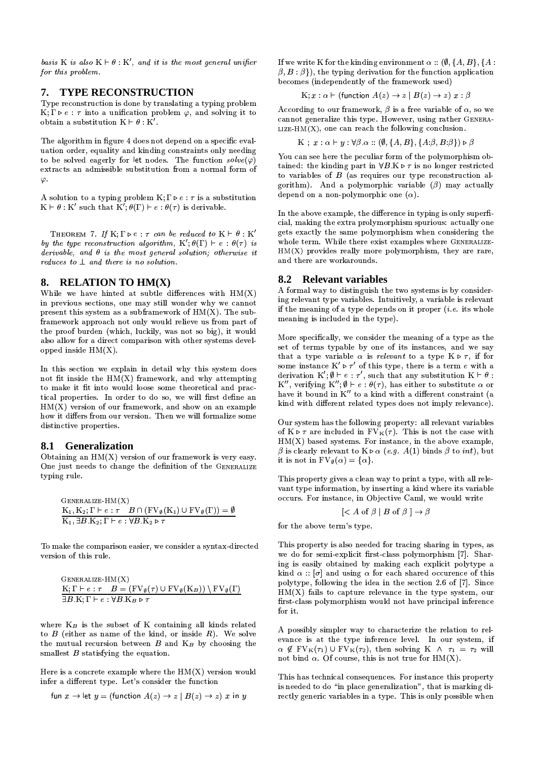*basis* K *is also* $K \vdash \theta : K'$*, and it is the most general unifier for this problem.*

## 7. TYPE RECONSTRUCTION

Type reconstruction is done by translating a typing problem $K; \Gamma \triangleright e : \tau$ into a unification problem $\varphi$, and solving it to obtain a substitution $K \vdash \theta : K'$.

The algorithm in figure 4 does not depend on a specific evaluation order, equality and kinding constraints only needing to be solved eagerly for let nodes. The function $solve(\varphi)$ extracts an admissible substitution from a normal form of $\varphi$.

A solution to a typing problem $K; \Gamma \triangleright e : \tau$ is a substitution $K \vdash \theta : K'$ such that $K'; \theta(\Gamma) \vdash e : \theta(\tau)$ is derivable.

Theorem 7. *If* $K; \Gamma \triangleright e : \tau$ *can be reduced to* $K \vdash \theta : K'$ *by the type reconstruction algorithm,* $K'; \theta(\Gamma) \vdash e : \theta(\tau)$ *is derivable, and* $\theta$ *is the most general solution; otherwise it reduces to* $\bot$ *and there is no solution.*

## 8. RELATION TO HM(X)

While we have hinted at subtle differences with HM(X) in previous sections, one may still wonder why we cannot present this system as a subframework of HM(X). The subframework approach not only would relieve us from part of the proof burden (which, luckily, was not so big), it would also allow for a direct comparison with other systems developped inside HM(X).

In this section we explain in detail why this system does not fit inside the HM(X) framework, and why attempting to make it fit into would loose some theoretical and practical properties. In order to do so, we will first define an HM(X) version of our framework, and show on an example how it differs from our version. Then we will formalize some distinctive properties.

### 8.1 Generalization

Obtaining an HM(X) version of our framework is very easy. One just needs to change the definition of the Generalize typing rule.

Generalize-HM(X)
$$\frac{K_1, K_2; \Gamma \vdash e : \tau \quad B \cap (FV_\emptyset(K_1) \cup FV_\emptyset(\Gamma)) = \emptyset}{K_1, \exists B.K_2; \Gamma \vdash e : \forall B.K_2 \triangleright \tau}$$

To make the comparison easier, we consider a syntax-directed version of this rule.

Generalize-HM(X)
$$\frac{K; \Gamma \vdash e : \tau \quad B = (FV_\emptyset(\tau) \cup FV_\emptyset(K_B)) \setminus FV_\emptyset(\Gamma)}{\exists B.K; \Gamma \vdash e : \forall B.K_B \triangleright \tau}$$

where $K_B$ is the subset of K containing all kinds related to $B$ (either as name of the kind, or inside $R$). We solve the mutual recursion between $B$ and $K_B$ by choosing the smallest $B$ satisfying the equation.

Here is a concrete example where the HM(X) version would infer a different type. Let's consider the function

$$\text{fun } x \to \text{let } y = (\text{function } A(z) \to z \mid B(z) \to z)\ x \text{ in } y$$

If we write K for the kinding environment $\alpha :: (\emptyset, \{A, B\}, \{A : \beta, B : \beta\})$, the typing derivation for the function application becomes (independently of the framework used)

$$K; x : \alpha \vdash (\text{function } A(z) \to z \mid B(z) \to z)\ x : \beta$$

According to our framework, $\beta$ is a free variable of $\alpha$, so we cannot generalize this type. However, using rather Generalize-HM(X), one can reach the following conclusion.

$$K\ ;\ x : \alpha \vdash y : \forall \beta.\alpha :: (\emptyset, \{A, B\}, \{A{:}\beta, B{:}\beta\}) \triangleright \beta$$

You can see here the peculiar form of the polymorphism obtained: the kinding part in $\forall B.K \triangleright \tau$ is no longer restricted to variables of $B$ (as requires our type reconstruction algorithm). And a polymorphic variable ($\beta$) may actually depend on a non-polymorphic one ($\alpha$).

In the above example, the difference in typing is only superficial, making the extra prolymorphism spurious: actually one gets exactly the same polymorphism when considering the whole term. While there exist examples where Generalize-HM(X) provides really more polymorphism, they are rare, and there are workarounds.

### 8.2 Relevant variables

A formal way to distinguish the two systems is by considering relevant type variables. Intuitively, a variable is relevant if the meaning of a type depends on it proper (*i.e.* its whole meaning is included in the type).

More specifically, we consider the meaning of a type as the set of terms typable by one of its instances, and we say that a type variable $\alpha$ is *relevant* to a type $K \triangleright \tau$, if for some instance $K' \triangleright \tau'$ of this type, there is a term $e$ with a derivation $K'; \emptyset \vdash e : \tau'$, such that any substitution $K \vdash \theta : K''$, verifying $K''; \emptyset \vdash e : \theta(\tau)$, has either to substitute $\alpha$ or have it bound in $K''$ to a kind with a different constraint (a kind with different related types does not imply relevance).

Our system has the following property: all relevant variables of $K \triangleright \tau$ are included in $FV_K(\tau)$. This is not the case with HM(X) based systems. For instance, in the above example, $\beta$ is clearly relevant to $K \triangleright \alpha$ (*e.g.* $A(1)$ binds $\beta$ to *int*), but it is not in $FV_\emptyset(\alpha) = \{\alpha\}$.

This property gives a clean way to print a type, with all relevant type information, by inserting a kind where its variable occurs. For instance, in Objective Caml, we would write

$$[< A \text{ of } \beta \mid B \text{ of } \beta\ ] \to \beta$$

for the above term's type.

This property is also needed for tracing sharing in types, as we do for semi-explicit first-class polymorphism [7]. Sharing is easily obtained by making each explicit polytype a kind $\alpha :: [\sigma]$ and using $\alpha$ for each shared occurence of this polytype, following the idea in the section 2.6 of [7]. Since HM(X) fails to capture relevance in the type system, our first-class polymorphism would not have principal inference for it.

A possibly simpler way to characterize the relation to relevance is at the type inference level. In our system, if $\alpha \notin FV_K(\tau_1) \cup FV_K(\tau_2)$, then solving $K\ \wedge\ \tau_1 = \tau_2$ will not bind $\alpha$. Of course, this is not true for HM(X).

This has technical consequences. For instance this property is needed to do "in place generalization", that is marking directly generic variables in a type. This is only possible when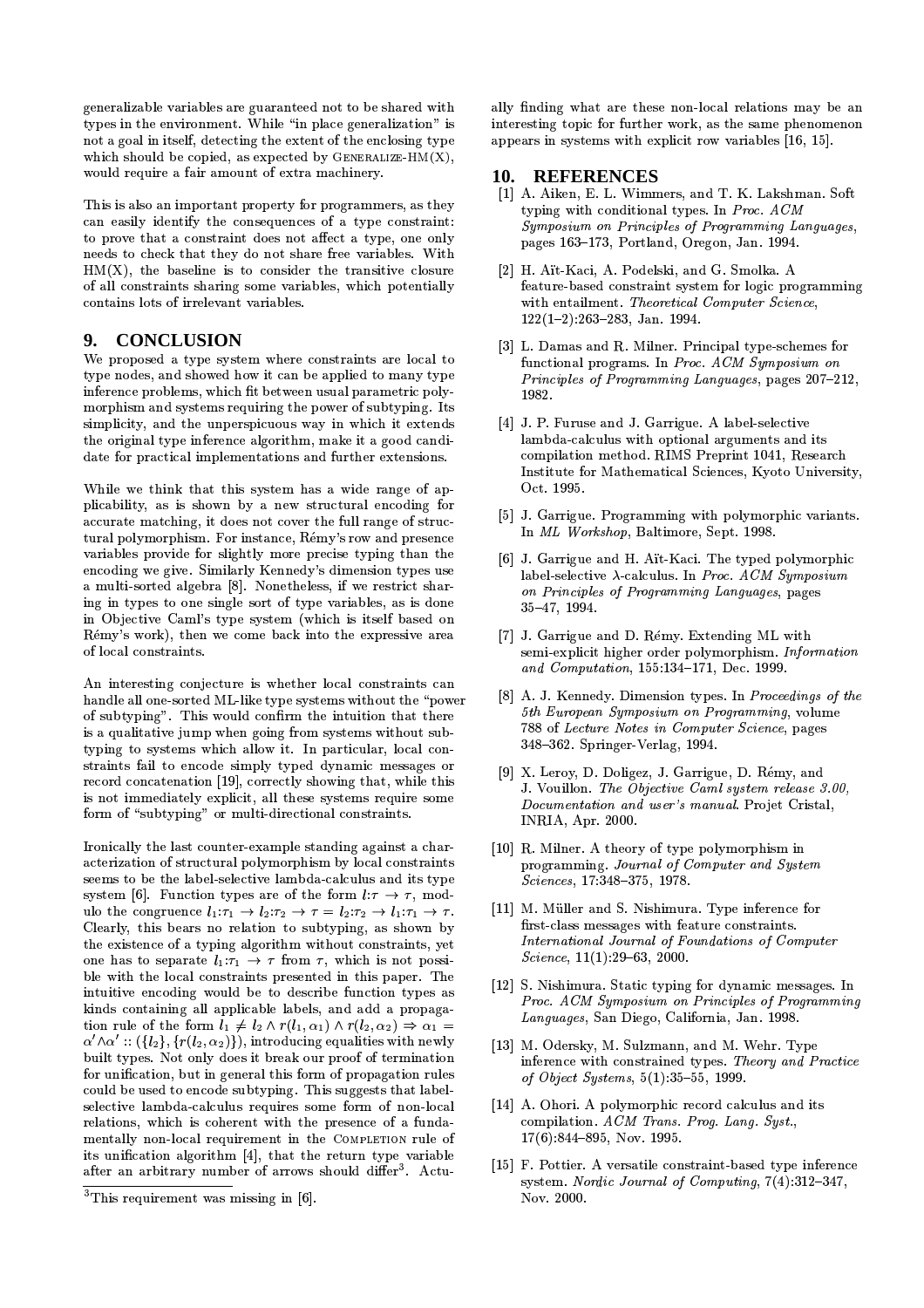generalizable variables are guaranteed not to be shared with types in the environment. While "in place generalization" is not a goal in itself, detecting the extent of the enclosing type which should be copied, as expected by GENERALIZE-HM(X), would require a fair amount of extra machinery.

This is also an important property for programmers, as they can easily identify the consequences of a type constraint: to prove that a constraint does not affect a type, one only needs to check that they do not share free variables. With HM(X), the baseline is to consider the transitive closure of all constraints sharing some variables, which potentially contains lots of irrelevant variables.

## 9. CONCLUSION

We proposed a type system where constraints are local to type nodes, and showed how it can be applied to many type inference problems, which fit between usual parametric polymorphism and systems requiring the power of subtyping. Its simplicity, and the unperspicuous way in which it extends the original type inference algorithm, make it a good candidate for practical implementations and further extensions.

While we think that this system has a wide range of applicability, as is shown by a new structural encoding for accurate matching, it does not cover the full range of structural polymorphism. For instance, Rémy's row and presence variables provide for slightly more precise typing than the encoding we give. Similarly Kennedy's dimension types use a multi-sorted algebra [8]. Nonetheless, if we restrict sharing in types to one single sort of type variables, as is done in Objective Caml's type system (which is itself based on Rémy's work), then we come back into the expressive area of local constraints.

An interesting conjecture is whether local constraints can handle all one-sorted ML-like type systems without the "power of subtyping". This would confirm the intuition that there is a qualitative jump when going from systems without subtyping to systems which allow it. In particular, local constraints fail to encode simply typed dynamic messages or record concatenation [19], correctly showing that, while this is not immediately explicit, all these systems require some form of "subtyping" or multi-directional constraints.

Ironically the last counter-example standing against a characterization of structural polymorphism by local constraints seems to be the label-selective lambda-calculus and its type system [6]. Function types are of the form $l{:}\tau \to \tau$, modulo the congruence $l_1{:}\tau_1 \to l_2{:}\tau_2 \to \tau = l_2{:}\tau_2 \to l_1{:}\tau_1 \to \tau$. Clearly, this bears no relation to subtyping, as shown by the existence of a typing algorithm without constraints, yet one has to separate $l_1{:}\tau_1 \to \tau$ from $\tau$, which is not possible with the local constraints presented in this paper. The intuitive encoding would be to describe function types as kinds containing all applicable labels, and add a propagation rule of the form $l_1 \neq l_2 \wedge r(l_1, \alpha_1) \wedge r(l_2, \alpha_2) \Rightarrow \alpha_1 = \alpha' \wedge \alpha' :: (\{l_2\}, \{r(l_2, \alpha_2)\})$, introducing equalities with newly built types. Not only does it break our proof of termination for unification, but in general this form of propagation rules could be used to encode subtyping. This suggests that label-selective lambda-calculus requires some form of non-local relations, which is coherent with the presence of a fundamentally non-local requirement in the COMPLETION rule of its unification algorithm [4], that the return type variable after an arbitrary number of arrows should differ[3]. Actually finding what are these non-local relations may be an interesting topic for further work, as the same phenomenon appears in systems with explicit row variables [16, 15].

[3] This requirement was missing in [6].

## 10. REFERENCES

[1] A. Aiken, E. L. Wimmers, and T. K. Lakshman. Soft typing with conditional types. In *Proc. ACM Symposium on Principles of Programming Languages*, pages 163–173, Portland, Oregon, Jan. 1994.

[2] H. Aït-Kaci, A. Podelski, and G. Smolka. A feature-based constraint system for logic programming with entailment. *Theoretical Computer Science*, 122(1–2):263–283, Jan. 1994.

[3] L. Damas and R. Milner. Principal type-schemes for functional programs. In *Proc. ACM Symposium on Principles of Programming Languages*, pages 207–212, 1982.

[4] J. P. Furuse and J. Garrigue. A label-selective lambda-calculus with optional arguments and its compilation method. RIMS Preprint 1041, Research Institute for Mathematical Sciences, Kyoto University, Oct. 1995.

[5] J. Garrigue. Programming with polymorphic variants. In *ML Workshop*, Baltimore, Sept. 1998.

[6] J. Garrigue and H. Aït-Kaci. The typed polymorphic label-selective λ-calculus. In *Proc. ACM Symposium on Principles of Programming Languages*, pages 35–47, 1994.

[7] J. Garrigue and D. Rémy. Extending ML with semi-explicit higher order polymorphism. *Information and Computation*, 155:134–171, Dec. 1999.

[8] A. J. Kennedy. Dimension types. In *Proceedings of the 5th European Symposium on Programming*, volume 788 of *Lecture Notes in Computer Science*, pages 348–362. Springer-Verlag, 1994.

[9] X. Leroy, D. Doligez, J. Garrigue, D. Rémy, and J. Vouillon. *The Objective Caml system release 3.00, Documentation and user's manual*. Projet Cristal, INRIA, Apr. 2000.

[10] R. Milner. A theory of type polymorphism in programming. *Journal of Computer and System Sciences*, 17:348–375, 1978.

[11] M. Müller and S. Nishimura. Type inference for first-class messages with feature constraints. *International Journal of Foundations of Computer Science*, 11(1):29–63, 2000.

[12] S. Nishimura. Static typing for dynamic messages. In *Proc. ACM Symposium on Principles of Programming Languages*, San Diego, California, Jan. 1998.

[13] M. Odersky, M. Sulzmann, and M. Wehr. Type inference with constrained types. *Theory and Practice of Object Systems*, 5(1):35–55, 1999.

[14] A. Ohori. A polymorphic record calculus and its compilation. *ACM Trans. Prog. Lang. Syst.*, 17(6):844–895, Nov. 1995.

[15] F. Pottier. A versatile constraint-based type inference system. *Nordic Journal of Computing*, 7(4):312–347, Nov. 2000.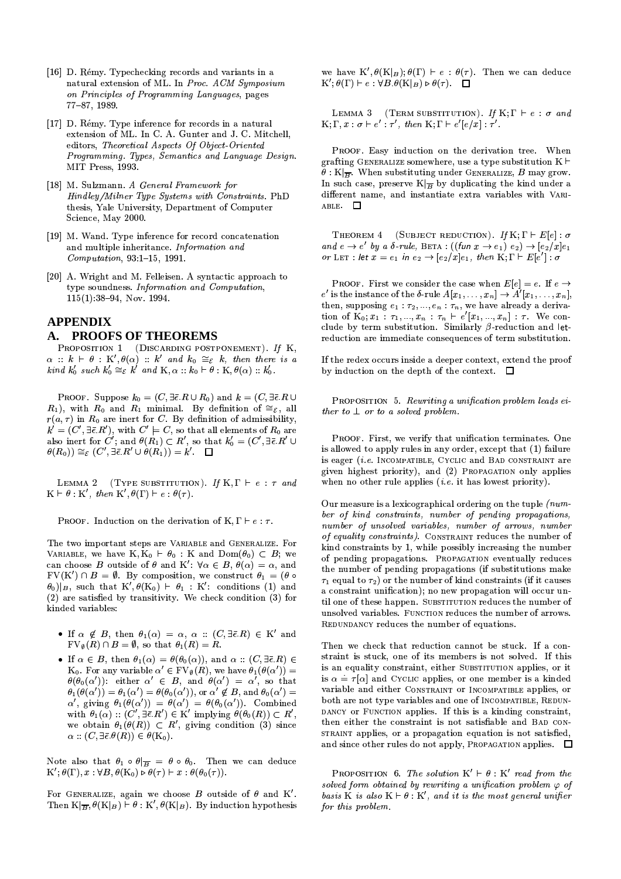[16] D. Rémy. Typechecking records and variants in a natural extension of ML. In *Proc. ACM Symposium on Principles of Programming Languages*, pages 77–87, 1989.

[17] D. Rémy. Type inference for records in a natural extension of ML. In C. A. Gunter and J. C. Mitchell, editors, *Theoretical Aspects Of Object-Oriented Programming. Types, Semantics and Language Design.* MIT Press, 1993.

[18] M. Sulzmann. *A General Framework for Hindley/Milner Type Systems with Constraints*. PhD thesis, Yale University, Department of Computer Science, May 2000.

[19] M. Wand. Type inference for record concatenation and multiple inheritance. *Information and Computation*, 93:1–15, 1991.

[20] A. Wright and M. Felleisen. A syntactic approach to type soundness. *Information and Computation*, 115(1):38–94, Nov. 1994.

## APPENDIX

## A. PROOFS OF THEOREMS

PROPOSITION 1 (DISCARDING POSTPONEMENT). *If* $K, \alpha :: k \vdash \theta : K', \theta(\alpha) :: k'$ *and* $k_0 \cong_\varepsilon k$*, then there is a kind* $k_0'$ *such* $k_0' \cong_\varepsilon k'$ *and* $K, \alpha :: k_0 \vdash \theta : K, \theta(\alpha) :: k_0'$.

PROOF. Suppose $k_0 = (C, \exists\bar{\epsilon}.R \cup R_0)$ and $k = (C, \exists\bar{\epsilon}.R \cup R_1)$, with $R_0$ and $R_1$ minimal. By definition of $\cong_\varepsilon$, all $r(a, \tau)$ in $R_0$ are inert for $C$. By definition of admissibility, $k' = (C', \exists\bar{\epsilon}.R')$, with $C' \models C$, so that all elements of $R_0$ are also inert for $C'$; and $\theta(R_1) \subset R'$, so that $k_0' = (C', \exists\bar{\epsilon}.R' \cup \theta(R_0)) \cong_\varepsilon (C', \exists\bar{\epsilon}.R' \cup \theta(R_1)) = k'$. □

LEMMA 2 (TYPE SUBSTITUTION). *If* $K, \Gamma \vdash e : \tau$ *and* $K \vdash \theta : K'$*, then* $K', \theta(\Gamma) \vdash e : \theta(\tau)$.

PROOF. Induction on the derivation of $K, \Gamma \vdash e : \tau$.

The two important steps are VARIABLE and GENERALIZE. For VARIABLE, we have $K, K_0 \vdash \theta_0 : K$ and $\mathrm{Dom}(\theta_0) \subset B$; we can choose $B$ outside of $\theta$ and $K'$: $\forall \alpha \in B, \theta(\alpha) = \alpha$, and $\mathrm{FV}(K') \cap B = \emptyset$. By composition, we construct $\theta_1 = (\theta \circ \theta_0)|_B$, such that $K', \theta(K_0) \vdash \theta_1 : K'$: conditions (1) and (2) are satisfied by transitivity. We check condition (3) for kinded variables:

- If $\alpha \notin B$, then $\theta_1(\alpha) = \alpha$, $\alpha :: (C, \exists\bar{\epsilon}.R) \in K'$ and $\mathrm{FV}_\emptyset(R) \cap B = \emptyset$, so that $\theta_1(R) = R$.
- If $\alpha \in B$, then $\theta_1(\alpha) = \theta(\theta_0(\alpha))$, and $\alpha :: (C, \exists\bar{\epsilon}.R) \in K_0$. For any variable $\alpha' \in \mathrm{FV}_\emptyset(R)$, we have $\theta_1(\theta(\alpha')) = \theta(\theta_0(\alpha'))$: either $\alpha' \in B$, and $\theta(\alpha') = \alpha'$, so that $\theta_1(\theta(\alpha')) = \theta_1(\alpha') = \theta(\theta_0(\alpha'))$, or $\alpha' \notin B$, and $\theta_0(\alpha') = \alpha'$, giving $\theta_1(\theta(\alpha')) = \theta(\alpha') = \theta(\theta_0(\alpha'))$. Combined with $\theta_1(\alpha) :: (C', \exists\bar{\epsilon}.R') \in K'$ implying $\theta(\theta_0(R)) \subset R'$, we obtain $\theta_1(\theta(R)) \subset R'$, giving condition (3) since $\alpha :: (C, \exists\bar{\epsilon}.\theta(R)) \in \theta(K_0)$.

Note also that $\theta_1 \circ \theta|_{\overline{B}} = \theta \circ \theta_0$. Then we can deduce $K'; \theta(\Gamma), x : \forall B, \theta(K_0) \triangleright \theta(\tau) \vdash x : \theta(\theta_0(\tau))$.

For GENERALIZE, again we choose $B$ outside of $\theta$ and $K'$. Then $K|_{\overline{B}}, \theta(K|_B) \vdash \theta : K', \theta(K|_B)$. By induction hypothesis we have $K', \theta(K|_B); \theta(\Gamma) \vdash e : \theta(\tau)$. Then we can deduce $K'; \theta(\Gamma) \vdash e : \forall B.\theta(K|_B) \triangleright \theta(\tau)$. □

LEMMA 3 (TERM SUBSTITUTION). *If* $K; \Gamma \vdash e : \sigma$ *and* $K; \Gamma, x : \sigma \vdash e' : \tau'$*, then* $K; \Gamma \vdash e'[e/x] : \tau'$.

PROOF. Easy induction on the derivation tree. When grafting GENERALIZE somewhere, use a type substitution $K \vdash \theta : K|_{\overline{B}}$. When substituting under GENERALIZE, $B$ may grow. In such case, preserve $K|_{\overline{B}}$ by duplicating the kind under a different name, and instantiate extra variables with VARIABLE. □

THEOREM 4 (SUBJECT REDUCTION). *If* $K; \Gamma \vdash E[e] : \sigma$ *and* $e \to e'$ *by a* $\delta$*-rule,* BETA : $((\mathsf{fun}\ x \to e_1)\ e_2) \to [e_2/x]e_1$ *or* LET : $\mathsf{let}\ x = e_1\ \mathsf{in}\ e_2 \to [e_2/x]e_1$*, then* $K; \Gamma \vdash E[e'] : \sigma$

PROOF. First we consider the case when $E[e] = e$. If $e \to e'$ is the instance of the $\delta$-rule $A[x_1, \ldots, x_n] \to A'[x_1, \ldots, x_n]$, then, supposing $e_1 : \tau_2, \ldots, e_n : \tau_n$, we have already a derivation of $K_0; x_1 : \tau_1, \ldots, x_n : \tau_n \vdash e'[x_1, \ldots, x_n] : \tau$. We conclude by term substitution. Similarly $\beta$-reduction and let-reduction are immediate consequences of term substitution.

If the redex occurs inside a deeper context, extend the proof by induction on the depth of the context. □

PROPOSITION 5. *Rewriting a unification problem leads either to* $\bot$ *or to a solved problem.*

PROOF. First, we verify that unification terminates. One is allowed to apply rules in any order, except that (1) failure is eager (*i.e.* INCOMPATIBLE, CYCLIC and BAD CONSTRAINT are given highest priority), and (2) PROPAGATION only applies when no other rule applies (*i.e.* it has lowest priority).

Our measure is a lexicographical ordering on the tuple *(number of kind constraints, number of pending propagations, number of unsolved variables, number of arrows, number of equality constraints)*. CONSTRAINT reduces the number of kind constraints by 1, while possibly increasing the number of pending propagations. PROPAGATION eventually reduces the number of pending propagations (if substitutions make $\tau_1$ equal to $\tau_2$) or the number of kind constraints (if it causes a constraint unification); no new propagation will occur until one of these happen. SUBSTITUTION reduces the number of unsolved variables. FUNCTION reduces the number of arrows. REDUNDANCY reduces the number of equations.

Then we check that reduction cannot be stuck. If a constraint is stuck, one of its members is not solved. If this is an equality constraint, either SUBSTITUTION applies, or it is $\alpha \doteq \tau[\alpha]$ and CYCLIC applies, or one member is a kinded variable and either CONSTRAINT or INCOMPATIBLE applies, or both are not type variables and one of INCOMPATIBLE, REDUNDANCY or FUNCTION applies. If this is a kinding constraint, then either the constraint is not satisfiable and BAD CONSTRAINT applies, or a propagation equation is not satisfied, and since other rules do not apply, PROPAGATION applies. □

PROPOSITION 6. *The solution* $K' \vdash \theta : K'$ *read from the solved form obtained by rewriting a unification problem* $\varphi$ *of basis* $K$ *is also* $K \vdash \theta : K'$*, and it is the most general unifier for this problem.*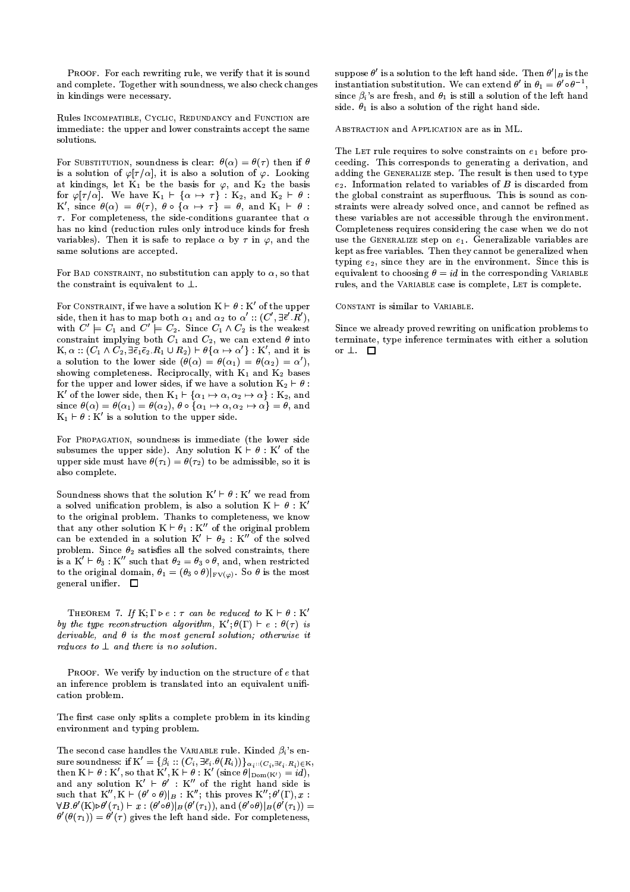PROOF. For each rewriting rule, we verify that it is sound and complete. Together with soundness, we also check changes in kindings were necessary.

Rules INCOMPATIBLE, CYCLIC, REDUNDANCY and FUNCTION are immediate: the upper and lower constraints accept the same solutions.

For SUBSTITUTION, soundness is clear: $\theta(\alpha) = \theta(\tau)$ then if $\theta$ is a solution of $\varphi[\tau/\alpha]$, it is also a solution of $\varphi$. Looking at kindings, let $K_1$ be the basis for $\varphi$, and $K_2$ the basis for $\varphi[\tau/\alpha]$. We have $K_1 \vdash \{\alpha \mapsto \tau\} : K_2$, and $K_2 \vdash \theta : K'$, since $\theta(\alpha) = \theta(\tau)$, $\theta \circ \{\alpha \mapsto \tau\} = \theta$, and $K_1 \vdash \theta : \tau$. For completeness, the side-conditions guarantee that $\alpha$ has no kind (reduction rules only introduce kinds for fresh variables). Then it is safe to replace $\alpha$ by $\tau$ in $\varphi$, and the same solutions are accepted.

For BAD CONSTRAINT, no substitution can apply to $\alpha$, so that the constraint is equivalent to $\bot$.

For CONSTRAINT, if we have a solution $K \vdash \theta : K'$ of the upper side, then it has to map both $\alpha_1$ and $\alpha_2$ to $\alpha' :: (C', \exists\vec{\epsilon}'.R')$, with $C' \models C_1$ and $C' \models C_2$. Since $C_1 \wedge C_2$ is the weakest constraint implying both $C_1$ and $C_2$, we can extend $\theta$ into $K, \alpha :: (C_1 \wedge C_2, \exists\vec{\epsilon}_1\vec{\epsilon}_2.R_1 \cup R_2) \vdash \theta\{\alpha \mapsto \alpha'\} : K'$, and it is a solution to the lower side ($\theta(\alpha) = \theta(\alpha_1) = \theta(\alpha_2) = \alpha'$), showing completeness. Reciprocally, with $K_1$ and $K_2$ bases for the upper and lower sides, if we have a solution $K_2 \vdash \theta : K'$ of the lower side, then $K_1 \vdash \{\alpha_1 \mapsto \alpha, \alpha_2 \mapsto \alpha\} : K_2$, and since $\theta(\alpha) = \theta(\alpha_1) = \theta(\alpha_2)$, $\theta \circ \{\alpha_1 \mapsto \alpha, \alpha_2 \mapsto \alpha\} = \theta$, and $K_1 \vdash \theta : K'$ is a solution to the upper side.

For PROPAGATION, soundness is immediate (the lower side subsumes the upper side). Any solution $K \vdash \theta : K'$ of the upper side must have $\theta(\tau_1) = \theta(\tau_2)$ to be admissible, so it is also complete.

Soundness shows that the solution $K' \vdash \theta : K'$ we read from a solved unification problem, is also a solution $K \vdash \theta : K'$ to the original problem. Thanks to completeness, we know that any other solution $K \vdash \theta_1 : K''$ of the original problem can be extended in a solution $K' \vdash \theta_2 : K''$ of the solved problem. Since $\theta_2$ satisfies all the solved constraints, there is a $K' \vdash \theta_3 : K''$ such that $\theta_2 = \theta_3 \circ \theta$, and, when restricted to the original domain, $\theta_1 = (\theta_3 \circ \theta)|_{\mathrm{FV}(\varphi)}$. So $\theta$ is the most general unifier. $\square$

THEOREM 7. *If $K; \Gamma \triangleright e : \tau$ can be reduced to $K \vdash \theta : K'$ by the type reconstruction algorithm, $K'; \theta(\Gamma) \vdash e : \theta(\tau)$ is derivable, and $\theta$ is the most general solution; otherwise it reduces to $\bot$ and there is no solution.*

PROOF. We verify by induction on the structure of $e$ that an inference problem is translated into an equivalent unification problem.

The first case only splits a complete problem in its kinding environment and typing problem.

The second case handles the VARIABLE rule. Kinded $\beta_i$'s ensure soundness: if $K' = \{\beta_i :: (C_i, \exists\epsilon_i.\theta(R_i))\}_{\alpha_i :: (C_i, \exists\epsilon_i.R_i) \in K}$, then $K \vdash \theta : K'$, so that $K', K \vdash \theta : K'$ (since $\theta|_{\mathrm{Dom}(K')} = id$), and any solution $K' \vdash \theta' : K''$ of the right hand side is such that $K'', K \vdash (\theta' \circ \theta)|_B : K''$; this proves $K''; \theta'(\Gamma), x : \forall B.\theta'(K) \triangleright \theta'(\tau_1) \vdash x : (\theta' \circ \theta)|_B(\theta'(\tau_1))$, and $(\theta' \circ \theta)|_B(\theta'(\tau_1)) = \theta'(\theta(\tau_1)) = \theta'(\tau)$ gives the left hand side. For completeness, suppose $\theta'$ is a solution to the left hand side. Then $\theta'|_B$ is the instantiation substitution. We can extend $\theta'$ in $\theta_1 = \theta' \circ \theta^{-1}$, since $\beta_i$'s are fresh, and $\theta_1$ is still a solution of the left hand side. $\theta_1$ is also a solution of the right hand side.

ABSTRACTION and APPLICATION are as in ML.

The LET rule requires to solve constraints on $e_1$ before proceeding. This corresponds to generating a derivation, and adding the GENERALIZE step. The result is then used to type $e_2$. Information related to variables of $B$ is discarded from the global constraint as superfluous. This is sound as constraints were already solved once, and cannot be refined as these variables are not accessible through the environment. Completeness requires considering the case when we do not use the GENERALIZE step on $e_1$. Generalizable variables are kept as free variables. Then they cannot be generalized when typing $e_2$, since they are in the environment. Since this is equivalent to choosing $\theta = id$ in the corresponding VARIABLE rules, and the VARIABLE case is complete, LET is complete.

CONSTANT is similar to VARIABLE.

Since we already proved rewriting on unification problems to terminate, type inference terminates with either a solution or $\bot$. $\square$